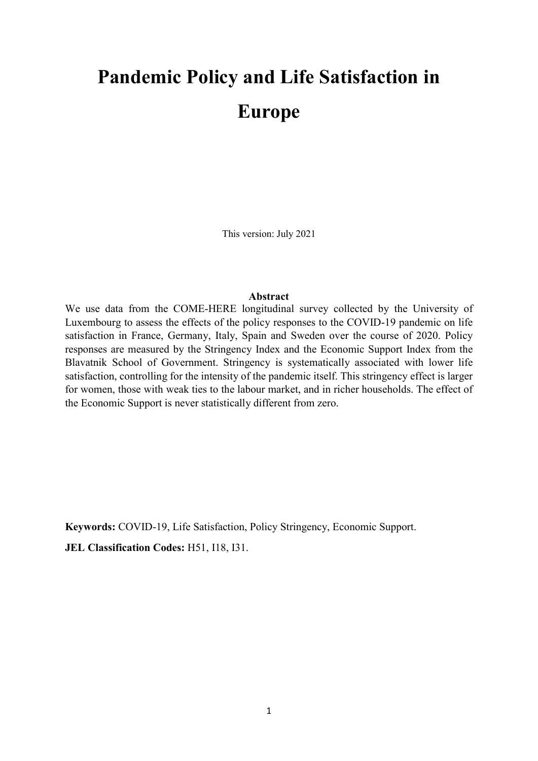# Pandemic Policy and Life Satisfaction in Europe

This version: July 2021

**Abstract**

We use data from the COME-HERE longitudinal survey collected by the University of Luxembourg to assess the effects of the policy responses to the COVID-19 pandemic on life satisfaction in France, Germany, Italy, Spain and Sweden over the course of 2020. Policy responses are measured by the Stringency Index and the Economic Support Index from the Blavatnik School of Government. Stringency is systematically associated with lower life satisfaction, controlling for the intensity of the pandemic itself. This stringency effect is larger for women, those with weak ties to the labour market, and in richer households. The effect of the Economic Support is never statistically different from zero.

**Keywords:** COVID-19, Life Satisfaction, Policy Stringency, Economic Support.

**JEL Classification Codes:** H51, I18, I31.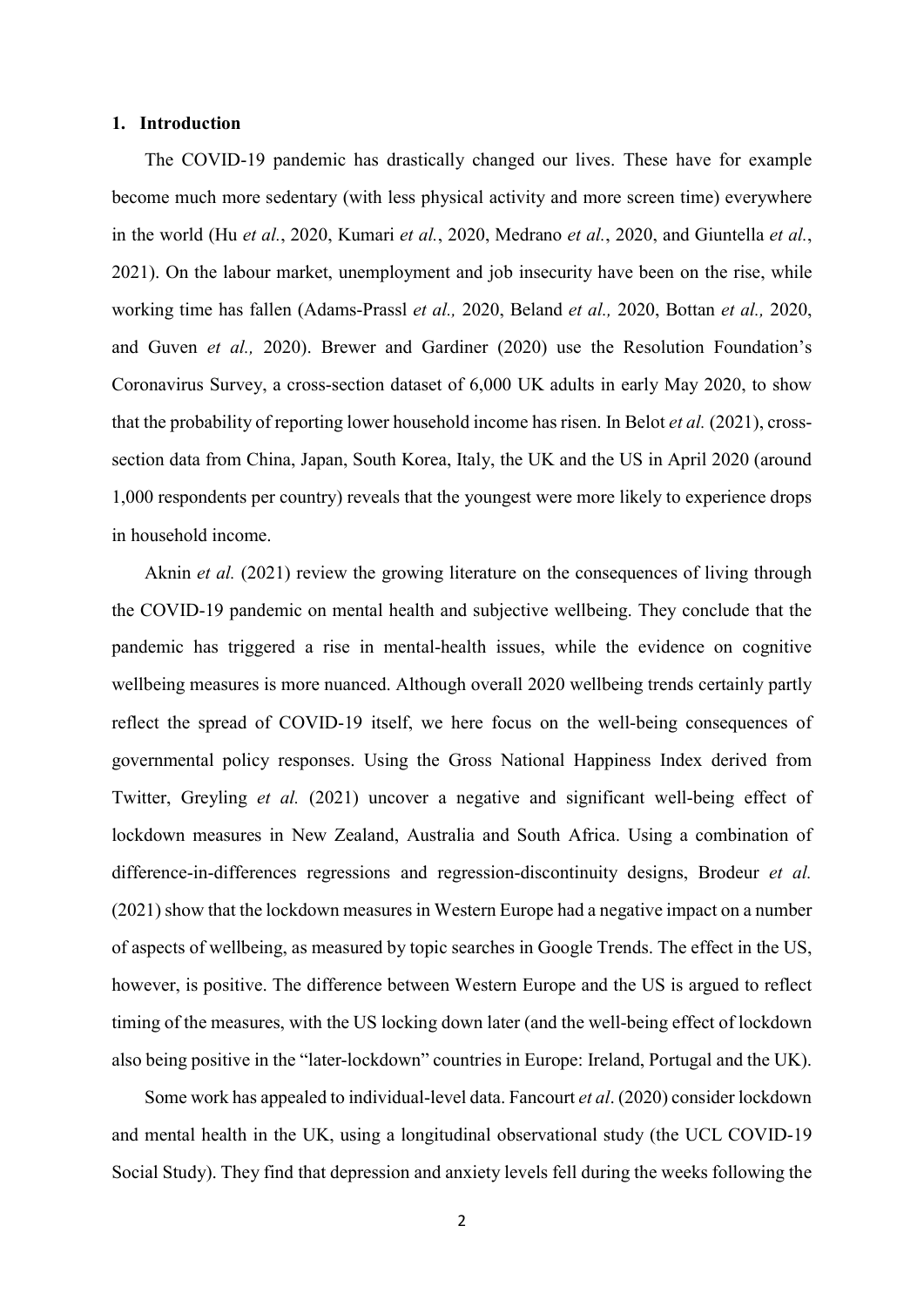## 1. Introduction

The COVID-19 pandemic has drastically changed our lives. These have for example become much more sedentary (with less physical activity and more screen time) everywhere in the world (Hu *et al.*, 2020, Kumari *et al.*, 2020, Medrano *et al.*, 2020, and Giuntella *et al.*, 2021). On the labour market, unemployment and job insecurity have been on the rise, while working time has fallen (Adams-Prassl *et al.,* 2020, Beland *et al.,* 2020, Bottan *et al.,* 2020, and Guven *et al.,* 2020). Brewer and Gardiner (2020) use the Resolution Foundation's Coronavirus Survey, a cross-section dataset of 6,000 UK adults in early May 2020, to show that the probability of reporting lower household income has risen. In Belot *et al.* (2021), cross-section data from China, Japan, South Korea, Italy, the UK and the US in April 2020 (around 1,000 respondents per country) reveals that the youngest were more likely to experience drops in household income.

Aknin *et al.* (2021) review the growing literature on the consequences of living through the COVID-19 pandemic on mental health and subjective wellbeing. They conclude that the pandemic has triggered a rise in mental-health issues, while the evidence on cognitive wellbeing measures is more nuanced. Although overall 2020 wellbeing trends certainly partly reflect the spread of COVID-19 itself, we here focus on the well-being consequences of governmental policy responses. Using the Gross National Happiness Index derived from Twitter, Greyling *et al.* (2021) uncover a negative and significant well-being effect of lockdown measures in New Zealand, Australia and South Africa. Using a combination of difference-in-differences regressions and regression-discontinuity designs, Brodeur *et al.* (2021) show that the lockdown measures in Western Europe had a negative impact on a number of aspects of wellbeing, as measured by topic searches in Google Trends. The effect in the US, however, is positive. The difference between Western Europe and the US is argued to reflect timing of the measures, with the US locking down later (and the well-being effect of lockdown also being positive in the "later-lockdown" countries in Europe: Ireland, Portugal and the UK).

Some work has appealed to individual-level data. Fancourt *et al*. (2020) consider lockdown and mental health in the UK, using a longitudinal observational study (the UCL COVID-19 Social Study). They find that depression and anxiety levels fell during the weeks following the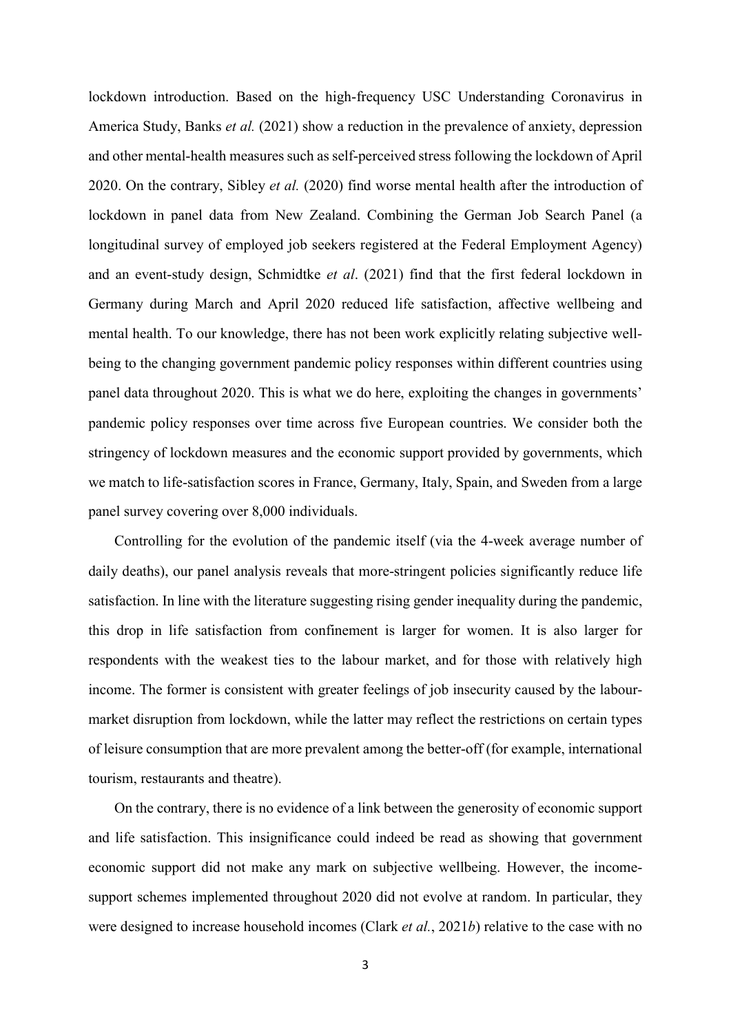lockdown introduction. Based on the high-frequency USC Understanding Coronavirus in America Study, Banks *et al.* (2021) show a reduction in the prevalence of anxiety, depression and other mental-health measures such as self-perceived stress following the lockdown of April 2020. On the contrary, Sibley *et al.* (2020) find worse mental health after the introduction of lockdown in panel data from New Zealand. Combining the German Job Search Panel (a longitudinal survey of employed job seekers registered at the Federal Employment Agency) and an event-study design, Schmidtke *et al*. (2021) find that the first federal lockdown in Germany during March and April 2020 reduced life satisfaction, affective wellbeing and mental health. To our knowledge, there has not been work explicitly relating subjective well-being to the changing government pandemic policy responses within different countries using panel data throughout 2020. This is what we do here, exploiting the changes in governments' pandemic policy responses over time across five European countries. We consider both the stringency of lockdown measures and the economic support provided by governments, which we match to life-satisfaction scores in France, Germany, Italy, Spain, and Sweden from a large panel survey covering over 8,000 individuals.

Controlling for the evolution of the pandemic itself (via the 4-week average number of daily deaths), our panel analysis reveals that more-stringent policies significantly reduce life satisfaction. In line with the literature suggesting rising gender inequality during the pandemic, this drop in life satisfaction from confinement is larger for women. It is also larger for respondents with the weakest ties to the labour market, and for those with relatively high income. The former is consistent with greater feelings of job insecurity caused by the labour-market disruption from lockdown, while the latter may reflect the restrictions on certain types of leisure consumption that are more prevalent among the better-off (for example, international tourism, restaurants and theatre).

On the contrary, there is no evidence of a link between the generosity of economic support and life satisfaction. This insignificance could indeed be read as showing that government economic support did not make any mark on subjective wellbeing. However, the income-support schemes implemented throughout 2020 did not evolve at random. In particular, they were designed to increase household incomes (Clark *et al.*, 2021*b*) relative to the case with no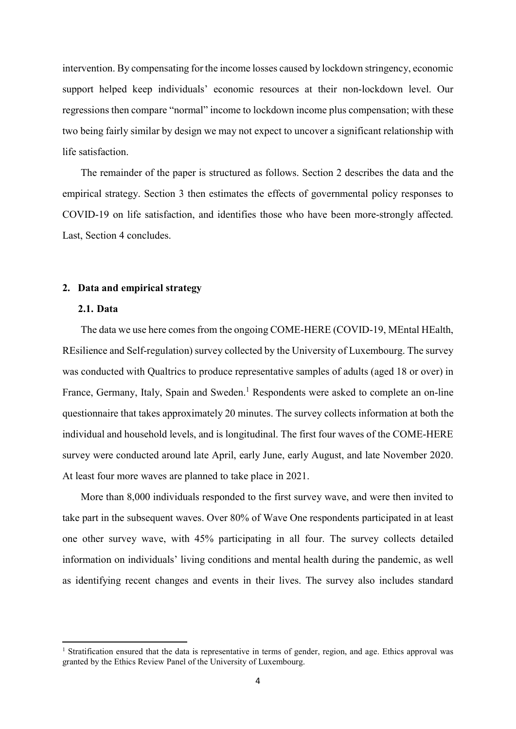intervention. By compensating for the income losses caused by lockdown stringency, economic support helped keep individuals' economic resources at their non-lockdown level. Our regressions then compare "normal" income to lockdown income plus compensation; with these two being fairly similar by design we may not expect to uncover a significant relationship with life satisfaction.

The remainder of the paper is structured as follows. Section 2 describes the data and the empirical strategy. Section 3 then estimates the effects of governmental policy responses to COVID-19 on life satisfaction, and identifies those who have been more-strongly affected. Last, Section 4 concludes.

## 2. Data and empirical strategy

### 2.1. Data

The data we use here comes from the ongoing COME-HERE (COVID-19, MEntal HEalth, REsilience and Self-regulation) survey collected by the University of Luxembourg. The survey was conducted with Qualtrics to produce representative samples of adults (aged 18 or over) in France, Germany, Italy, Spain and Sweden.[1] Respondents were asked to complete an on-line questionnaire that takes approximately 20 minutes. The survey collects information at both the individual and household levels, and is longitudinal. The first four waves of the COME-HERE survey were conducted around late April, early June, early August, and late November 2020. At least four more waves are planned to take place in 2021.

More than 8,000 individuals responded to the first survey wave, and were then invited to take part in the subsequent waves. Over 80% of Wave One respondents participated in at least one other survey wave, with 45% participating in all four. The survey collects detailed information on individuals' living conditions and mental health during the pandemic, as well as identifying recent changes and events in their lives. The survey also includes standard

[1] Stratification ensured that the data is representative in terms of gender, region, and age. Ethics approval was granted by the Ethics Review Panel of the University of Luxembourg.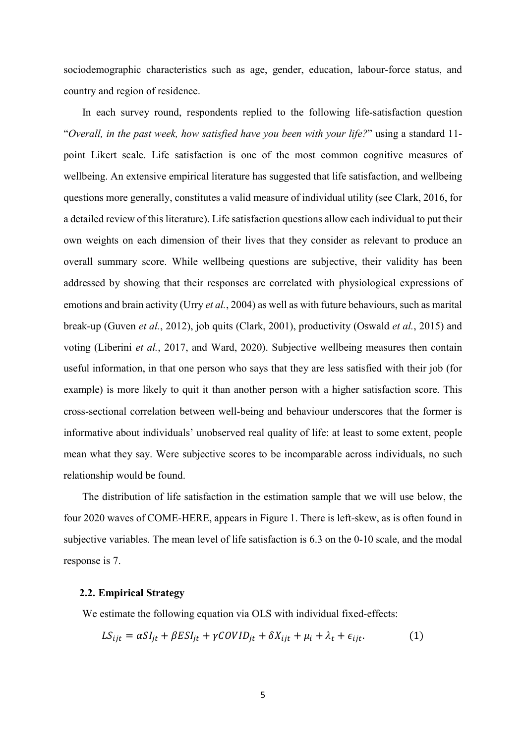sociodemographic characteristics such as age, gender, education, labour-force status, and country and region of residence.

In each survey round, respondents replied to the following life-satisfaction question "*Overall, in the past week, how satisfied have you been with your life?*" using a standard 11-point Likert scale. Life satisfaction is one of the most common cognitive measures of wellbeing. An extensive empirical literature has suggested that life satisfaction, and wellbeing questions more generally, constitutes a valid measure of individual utility (see Clark, 2016, for a detailed review of this literature). Life satisfaction questions allow each individual to put their own weights on each dimension of their lives that they consider as relevant to produce an overall summary score. While wellbeing questions are subjective, their validity has been addressed by showing that their responses are correlated with physiological expressions of emotions and brain activity (Urry *et al.*, 2004) as well as with future behaviours, such as marital break-up (Guven *et al.*, 2012), job quits (Clark, 2001), productivity (Oswald *et al.*, 2015) and voting (Liberini *et al.*, 2017, and Ward, 2020). Subjective wellbeing measures then contain useful information, in that one person who says that they are less satisfied with their job (for example) is more likely to quit it than another person with a higher satisfaction score. This cross-sectional correlation between well-being and behaviour underscores that the former is informative about individuals' unobserved real quality of life: at least to some extent, people mean what they say. Were subjective scores to be incomparable across individuals, no such relationship would be found.

The distribution of life satisfaction in the estimation sample that we will use below, the four 2020 waves of COME-HERE, appears in Figure 1. There is left-skew, as is often found in subjective variables. The mean level of life satisfaction is 6.3 on the 0-10 scale, and the modal response is 7.

### 2.2. Empirical Strategy

We estimate the following equation via OLS with individual fixed-effects:

$$LS_{ijt} = \alpha SI_{jt} + \beta ESI_{jt} + \gamma COVID_{jt} + \delta X_{ijt} + \mu_i + \lambda_t + \epsilon_{ijt}. \qquad (1)$$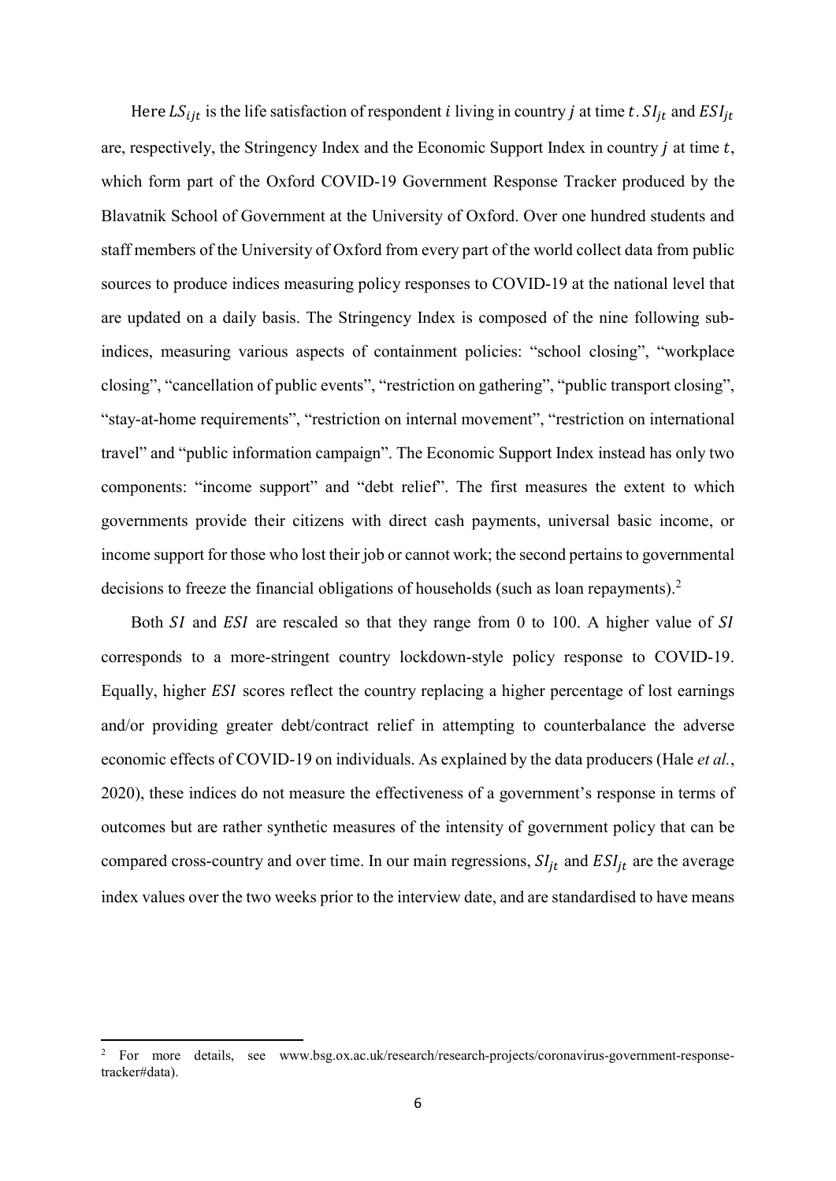Here $LS_{ijt}$ is the life satisfaction of respondent $i$ living in country $j$ at time $t$. $SI_{jt}$ and $ESI_{jt}$ are, respectively, the Stringency Index and the Economic Support Index in country $j$ at time $t$, which form part of the Oxford COVID-19 Government Response Tracker produced by the Blavatnik School of Government at the University of Oxford. Over one hundred students and staff members of the University of Oxford from every part of the world collect data from public sources to produce indices measuring policy responses to COVID-19 at the national level that are updated on a daily basis. The Stringency Index is composed of the nine following sub-indices, measuring various aspects of containment policies: "school closing", "workplace closing", "cancellation of public events", "restriction on gathering", "public transport closing", "stay-at-home requirements", "restriction on internal movement", "restriction on international travel" and "public information campaign". The Economic Support Index instead has only two components: "income support" and "debt relief". The first measures the extent to which governments provide their citizens with direct cash payments, universal basic income, or income support for those who lost their job or cannot work; the second pertains to governmental decisions to freeze the financial obligations of households (such as loan repayments).[2]

Both $SI$ and $ESI$ are rescaled so that they range from 0 to 100. A higher value of $SI$ corresponds to a more-stringent country lockdown-style policy response to COVID-19. Equally, higher $ESI$ scores reflect the country replacing a higher percentage of lost earnings and/or providing greater debt/contract relief in attempting to counterbalance the adverse economic effects of COVID-19 on individuals. As explained by the data producers (Hale *et al.*, 2020), these indices do not measure the effectiveness of a government's response in terms of outcomes but are rather synthetic measures of the intensity of government policy that can be compared cross-country and over time. In our main regressions, $SI_{jt}$ and $ESI_{jt}$ are the average index values over the two weeks prior to the interview date, and are standardised to have means

[2] For more details, see www.bsg.ox.ac.uk/research/research-projects/coronavirus-government-response-tracker#data).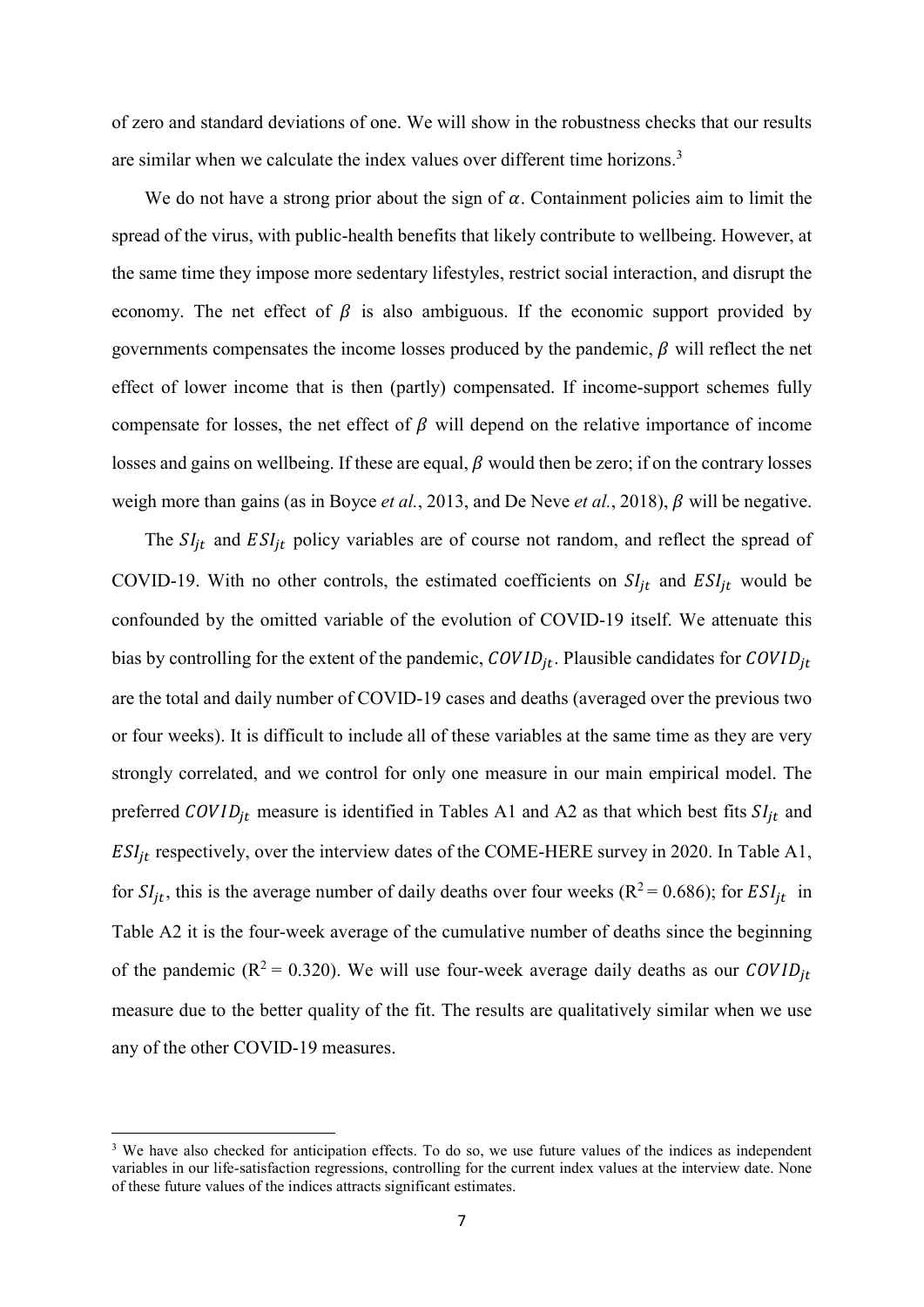of zero and standard deviations of one. We will show in the robustness checks that our results are similar when we calculate the index values over different time horizons.[3]

We do not have a strong prior about the sign of $\alpha$. Containment policies aim to limit the spread of the virus, with public-health benefits that likely contribute to wellbeing. However, at the same time they impose more sedentary lifestyles, restrict social interaction, and disrupt the economy. The net effect of $\beta$ is also ambiguous. If the economic support provided by governments compensates the income losses produced by the pandemic, $\beta$ will reflect the net effect of lower income that is then (partly) compensated. If income-support schemes fully compensate for losses, the net effect of $\beta$ will depend on the relative importance of income losses and gains on wellbeing. If these are equal, $\beta$ would then be zero; if on the contrary losses weigh more than gains (as in Boyce *et al.*, 2013, and De Neve *et al.*, 2018), $\beta$ will be negative.

The $SI_{jt}$ and $ESI_{jt}$ policy variables are of course not random, and reflect the spread of COVID-19. With no other controls, the estimated coefficients on $SI_{jt}$ and $ESI_{jt}$ would be confounded by the omitted variable of the evolution of COVID-19 itself. We attenuate this bias by controlling for the extent of the pandemic, $COVID_{jt}$. Plausible candidates for $COVID_{jt}$ are the total and daily number of COVID-19 cases and deaths (averaged over the previous two or four weeks). It is difficult to include all of these variables at the same time as they are very strongly correlated, and we control for only one measure in our main empirical model. The preferred $COVID_{jt}$ measure is identified in Tables A1 and A2 as that which best fits $SI_{jt}$ and $ESI_{jt}$ respectively, over the interview dates of the COME-HERE survey in 2020. In Table A1, for $SI_{jt}$, this is the average number of daily deaths over four weeks ($R^2 = 0.686$); for $ESI_{jt}$ in Table A2 it is the four-week average of the cumulative number of deaths since the beginning of the pandemic ($R^2 = 0.320$). We will use four-week average daily deaths as our $COVID_{jt}$ measure due to the better quality of the fit. The results are qualitatively similar when we use any of the other COVID-19 measures.

[3] We have also checked for anticipation effects. To do so, we use future values of the indices as independent variables in our life-satisfaction regressions, controlling for the current index values at the interview date. None of these future values of the indices attracts significant estimates.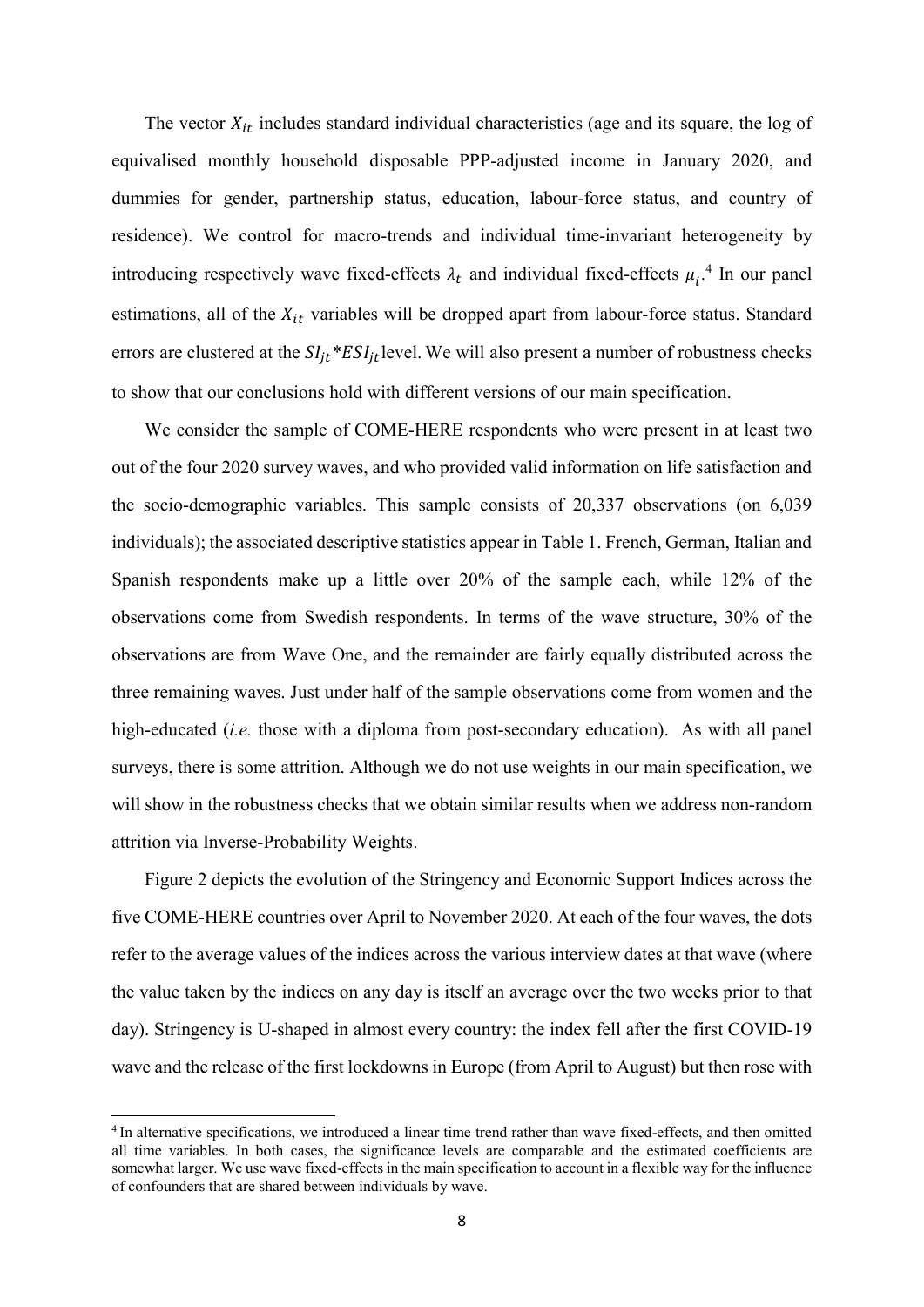The vector $X_{it}$ includes standard individual characteristics (age and its square, the log of equivalised monthly household disposable PPP-adjusted income in January 2020, and dummies for gender, partnership status, education, labour-force status, and country of residence). We control for macro-trends and individual time-invariant heterogeneity by introducing respectively wave fixed-effects $\lambda_t$ and individual fixed-effects $\mu_i$.[4] In our panel estimations, all of the $X_{it}$ variables will be dropped apart from labour-force status. Standard errors are clustered at the $SI_{jt}*ESI_{jt}$ level. We will also present a number of robustness checks to show that our conclusions hold with different versions of our main specification.

We consider the sample of COME-HERE respondents who were present in at least two out of the four 2020 survey waves, and who provided valid information on life satisfaction and the socio-demographic variables. This sample consists of 20,337 observations (on 6,039 individuals); the associated descriptive statistics appear in Table 1. French, German, Italian and Spanish respondents make up a little over 20% of the sample each, while 12% of the observations come from Swedish respondents. In terms of the wave structure, 30% of the observations are from Wave One, and the remainder are fairly equally distributed across the three remaining waves. Just under half of the sample observations come from women and the high-educated (*i.e.* those with a diploma from post-secondary education). As with all panel surveys, there is some attrition. Although we do not use weights in our main specification, we will show in the robustness checks that we obtain similar results when we address non-random attrition via Inverse-Probability Weights.

Figure 2 depicts the evolution of the Stringency and Economic Support Indices across the five COME-HERE countries over April to November 2020. At each of the four waves, the dots refer to the average values of the indices across the various interview dates at that wave (where the value taken by the indices on any day is itself an average over the two weeks prior to that day). Stringency is U-shaped in almost every country: the index fell after the first COVID-19 wave and the release of the first lockdowns in Europe (from April to August) but then rose with

[4] In alternative specifications, we introduced a linear time trend rather than wave fixed-effects, and then omitted all time variables. In both cases, the significance levels are comparable and the estimated coefficients are somewhat larger. We use wave fixed-effects in the main specification to account in a flexible way for the influence of confounders that are shared between individuals by wave.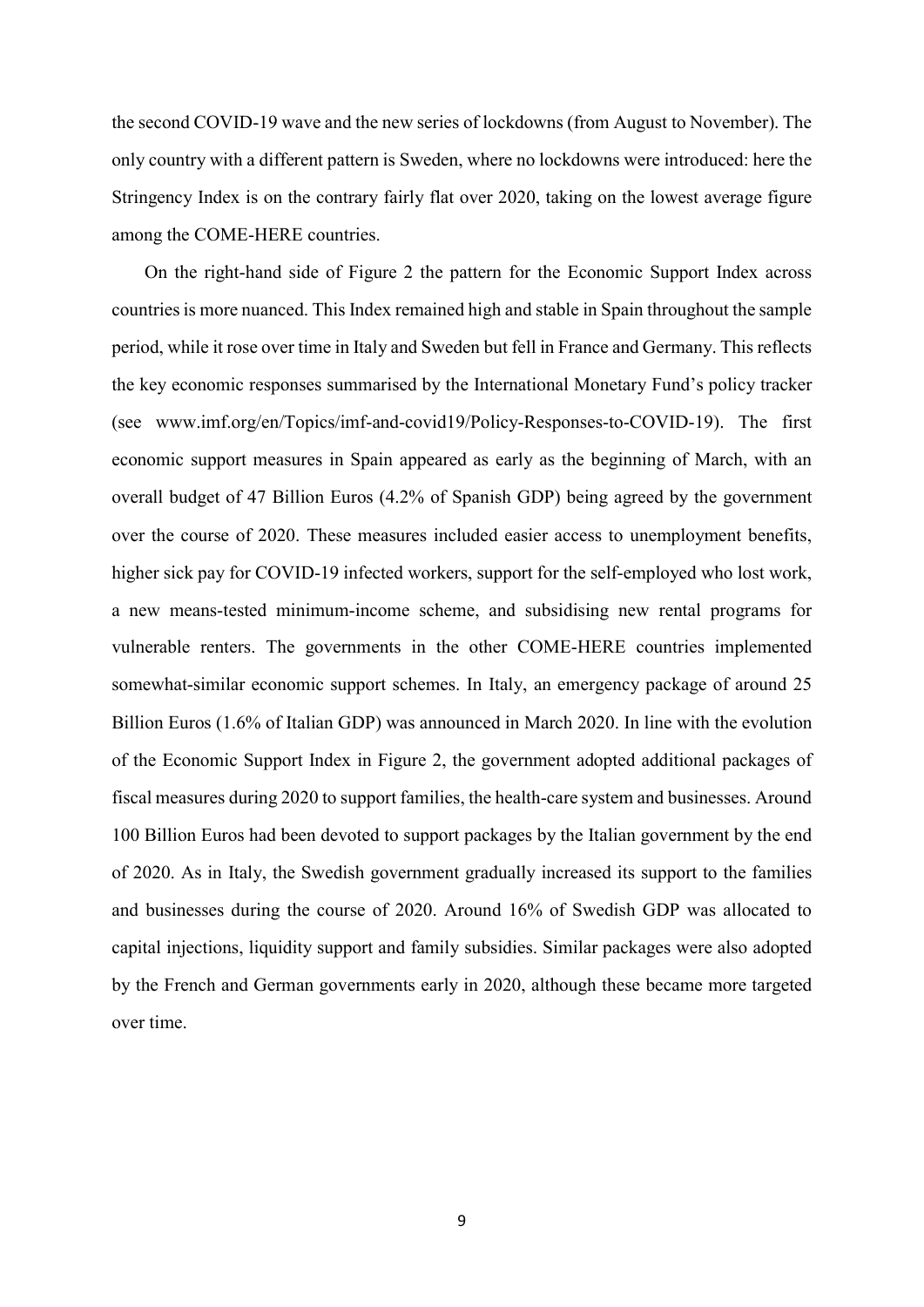the second COVID-19 wave and the new series of lockdowns (from August to November). The only country with a different pattern is Sweden, where no lockdowns were introduced: here the Stringency Index is on the contrary fairly flat over 2020, taking on the lowest average figure among the COME-HERE countries.

On the right-hand side of Figure 2 the pattern for the Economic Support Index across countries is more nuanced. This Index remained high and stable in Spain throughout the sample period, while it rose over time in Italy and Sweden but fell in France and Germany. This reflects the key economic responses summarised by the International Monetary Fund's policy tracker (see www.imf.org/en/Topics/imf-and-covid19/Policy-Responses-to-COVID-19). The first economic support measures in Spain appeared as early as the beginning of March, with an overall budget of 47 Billion Euros (4.2% of Spanish GDP) being agreed by the government over the course of 2020. These measures included easier access to unemployment benefits, higher sick pay for COVID-19 infected workers, support for the self-employed who lost work, a new means-tested minimum-income scheme, and subsidising new rental programs for vulnerable renters. The governments in the other COME-HERE countries implemented somewhat-similar economic support schemes. In Italy, an emergency package of around 25 Billion Euros (1.6% of Italian GDP) was announced in March 2020. In line with the evolution of the Economic Support Index in Figure 2, the government adopted additional packages of fiscal measures during 2020 to support families, the health-care system and businesses. Around 100 Billion Euros had been devoted to support packages by the Italian government by the end of 2020. As in Italy, the Swedish government gradually increased its support to the families and businesses during the course of 2020. Around 16% of Swedish GDP was allocated to capital injections, liquidity support and family subsidies. Similar packages were also adopted by the French and German governments early in 2020, although these became more targeted over time.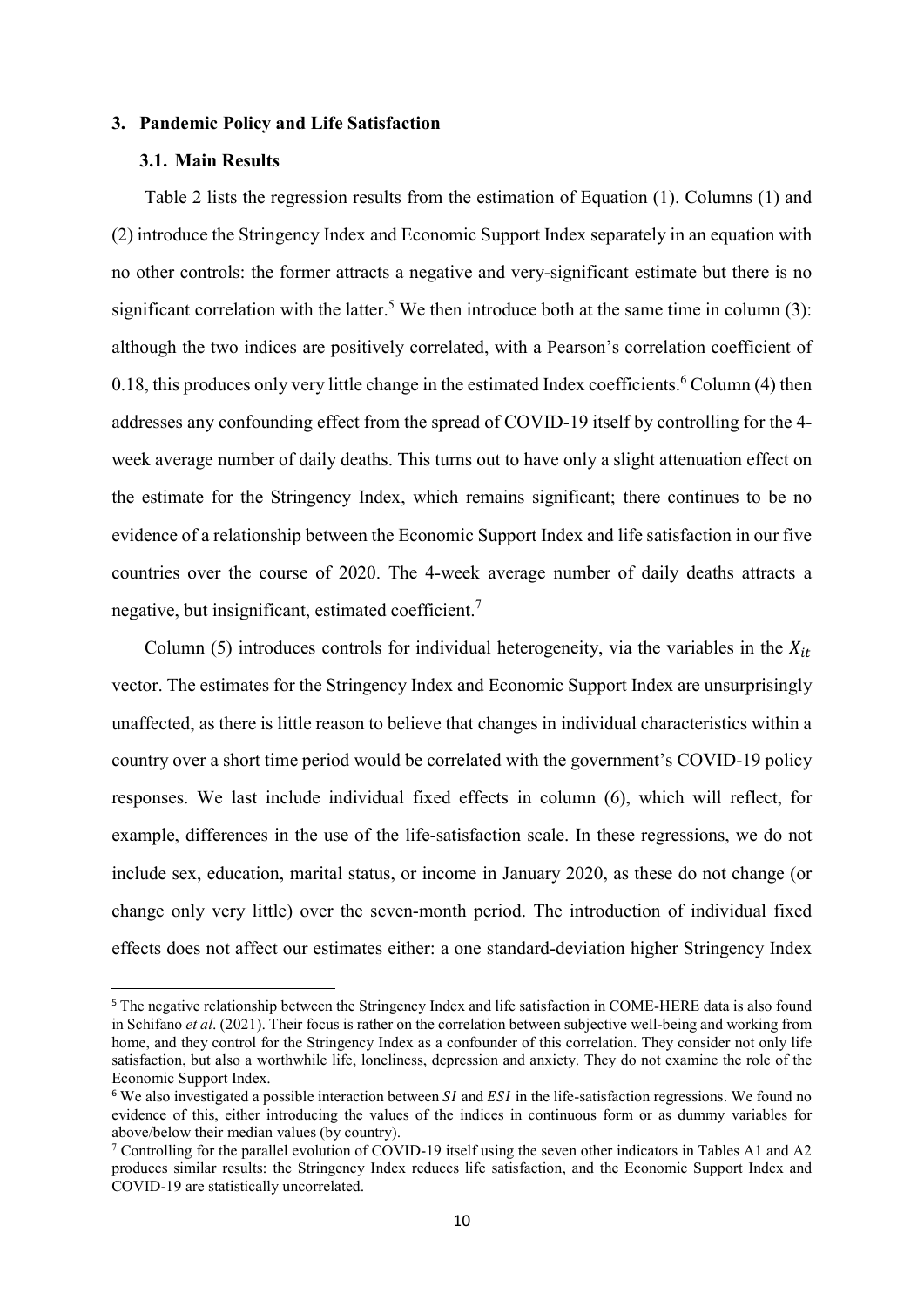## 3. Pandemic Policy and Life Satisfaction

### 3.1. Main Results

Table 2 lists the regression results from the estimation of Equation (1). Columns (1) and (2) introduce the Stringency Index and Economic Support Index separately in an equation with no other controls: the former attracts a negative and very-significant estimate but there is no significant correlation with the latter.[5] We then introduce both at the same time in column (3): although the two indices are positively correlated, with a Pearson's correlation coefficient of 0.18, this produces only very little change in the estimated Index coefficients.[6] Column (4) then addresses any confounding effect from the spread of COVID-19 itself by controlling for the 4-week average number of daily deaths. This turns out to have only a slight attenuation effect on the estimate for the Stringency Index, which remains significant; there continues to be no evidence of a relationship between the Economic Support Index and life satisfaction in our five countries over the course of 2020. The 4-week average number of daily deaths attracts a negative, but insignificant, estimated coefficient.[7]

Column (5) introduces controls for individual heterogeneity, via the variables in the $X_{it}$ vector. The estimates for the Stringency Index and Economic Support Index are unsurprisingly unaffected, as there is little reason to believe that changes in individual characteristics within a country over a short time period would be correlated with the government's COVID-19 policy responses. We last include individual fixed effects in column (6), which will reflect, for example, differences in the use of the life-satisfaction scale. In these regressions, we do not include sex, education, marital status, or income in January 2020, as these do not change (or change only very little) over the seven-month period. The introduction of individual fixed effects does not affect our estimates either: a one standard-deviation higher Stringency Index

[5] The negative relationship between the Stringency Index and life satisfaction in COME-HERE data is also found in Schifano *et al*. (2021). Their focus is rather on the correlation between subjective well-being and working from home, and they control for the Stringency Index as a confounder of this correlation. They consider not only life satisfaction, but also a worthwhile life, loneliness, depression and anxiety. They do not examine the role of the Economic Support Index.

[6] We also investigated a possible interaction between $SI$ and $ESI$ in the life-satisfaction regressions. We found no evidence of this, either introducing the values of the indices in continuous form or as dummy variables for above/below their median values (by country).

[7] Controlling for the parallel evolution of COVID-19 itself using the seven other indicators in Tables A1 and A2 produces similar results: the Stringency Index reduces life satisfaction, and the Economic Support Index and COVID-19 are statistically uncorrelated.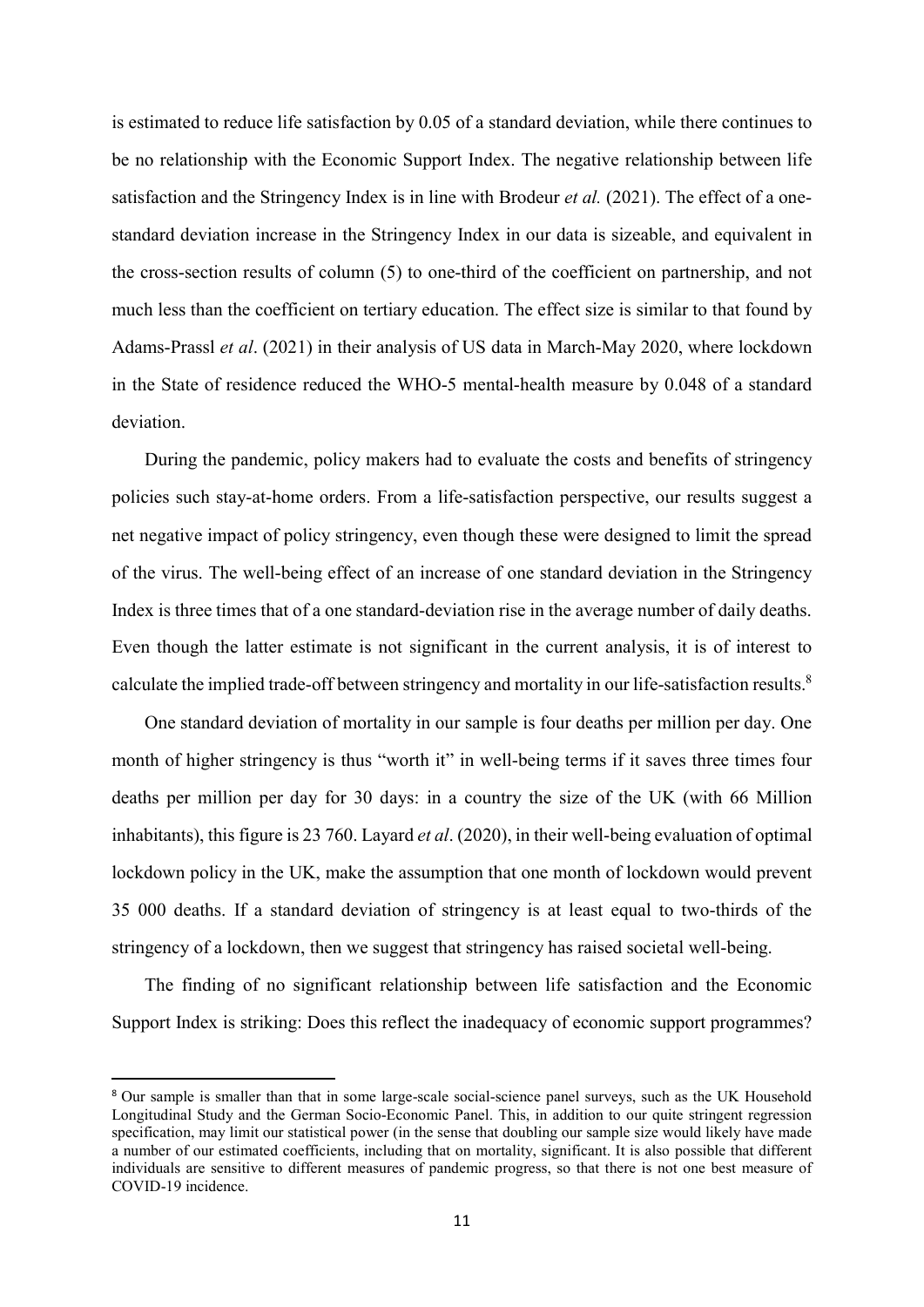is estimated to reduce life satisfaction by 0.05 of a standard deviation, while there continues to be no relationship with the Economic Support Index. The negative relationship between life satisfaction and the Stringency Index is in line with Brodeur *et al.* (2021). The effect of a one-standard deviation increase in the Stringency Index in our data is sizeable, and equivalent in the cross-section results of column (5) to one-third of the coefficient on partnership, and not much less than the coefficient on tertiary education. The effect size is similar to that found by Adams-Prassl *et al*. (2021) in their analysis of US data in March-May 2020, where lockdown in the State of residence reduced the WHO-5 mental-health measure by 0.048 of a standard deviation.

During the pandemic, policy makers had to evaluate the costs and benefits of stringency policies such stay-at-home orders. From a life-satisfaction perspective, our results suggest a net negative impact of policy stringency, even though these were designed to limit the spread of the virus. The well-being effect of an increase of one standard deviation in the Stringency Index is three times that of a one standard-deviation rise in the average number of daily deaths. Even though the latter estimate is not significant in the current analysis, it is of interest to calculate the implied trade-off between stringency and mortality in our life-satisfaction results.[8]

One standard deviation of mortality in our sample is four deaths per million per day. One month of higher stringency is thus "worth it" in well-being terms if it saves three times four deaths per million per day for 30 days: in a country the size of the UK (with 66 Million inhabitants), this figure is 23 760. Layard *et al*. (2020), in their well-being evaluation of optimal lockdown policy in the UK, make the assumption that one month of lockdown would prevent 35 000 deaths. If a standard deviation of stringency is at least equal to two-thirds of the stringency of a lockdown, then we suggest that stringency has raised societal well-being.

The finding of no significant relationship between life satisfaction and the Economic Support Index is striking: Does this reflect the inadequacy of economic support programmes?

---

[8] Our sample is smaller than that in some large-scale social-science panel surveys, such as the UK Household Longitudinal Study and the German Socio-Economic Panel. This, in addition to our quite stringent regression specification, may limit our statistical power (in the sense that doubling our sample size would likely have made a number of our estimated coefficients, including that on mortality, significant. It is also possible that different individuals are sensitive to different measures of pandemic progress, so that there is not one best measure of COVID-19 incidence.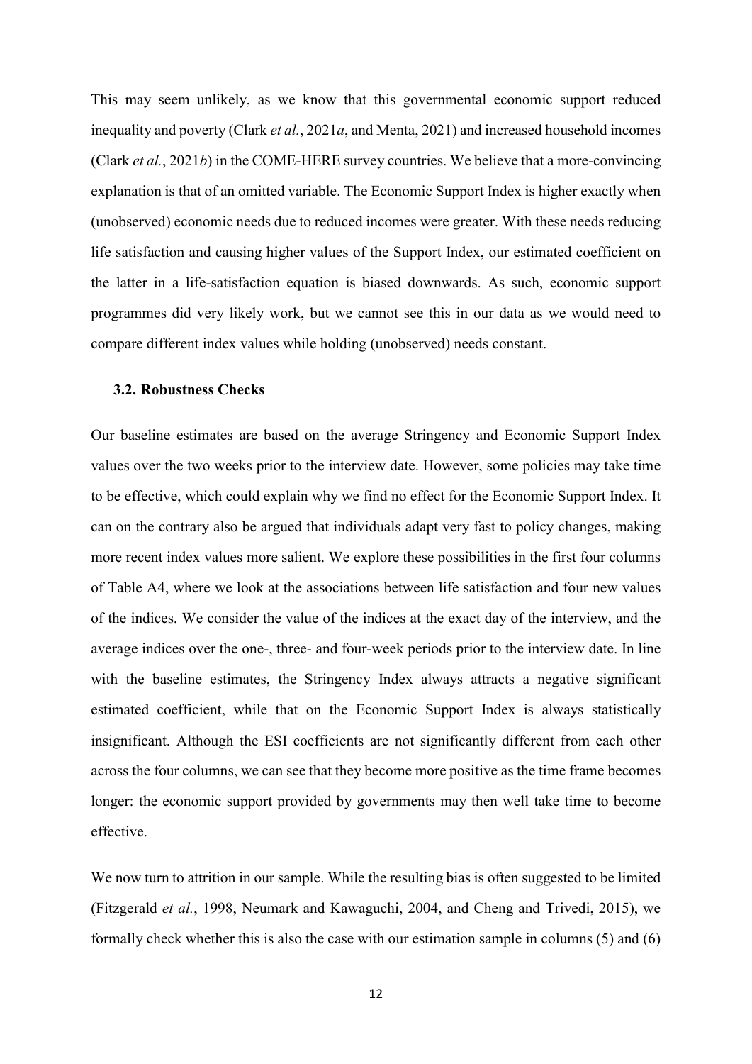This may seem unlikely, as we know that this governmental economic support reduced inequality and poverty (Clark *et al.*, 2021*a*, and Menta, 2021) and increased household incomes (Clark *et al.*, 2021*b*) in the COME-HERE survey countries. We believe that a more-convincing explanation is that of an omitted variable. The Economic Support Index is higher exactly when (unobserved) economic needs due to reduced incomes were greater. With these needs reducing life satisfaction and causing higher values of the Support Index, our estimated coefficient on the latter in a life-satisfaction equation is biased downwards. As such, economic support programmes did very likely work, but we cannot see this in our data as we would need to compare different index values while holding (unobserved) needs constant.

### 3.2. Robustness Checks

Our baseline estimates are based on the average Stringency and Economic Support Index values over the two weeks prior to the interview date. However, some policies may take time to be effective, which could explain why we find no effect for the Economic Support Index. It can on the contrary also be argued that individuals adapt very fast to policy changes, making more recent index values more salient. We explore these possibilities in the first four columns of Table A4, where we look at the associations between life satisfaction and four new values of the indices. We consider the value of the indices at the exact day of the interview, and the average indices over the one-, three- and four-week periods prior to the interview date. In line with the baseline estimates, the Stringency Index always attracts a negative significant estimated coefficient, while that on the Economic Support Index is always statistically insignificant. Although the ESI coefficients are not significantly different from each other across the four columns, we can see that they become more positive as the time frame becomes longer: the economic support provided by governments may then well take time to become effective.

We now turn to attrition in our sample. While the resulting bias is often suggested to be limited (Fitzgerald *et al.*, 1998, Neumark and Kawaguchi, 2004, and Cheng and Trivedi, 2015), we formally check whether this is also the case with our estimation sample in columns (5) and (6)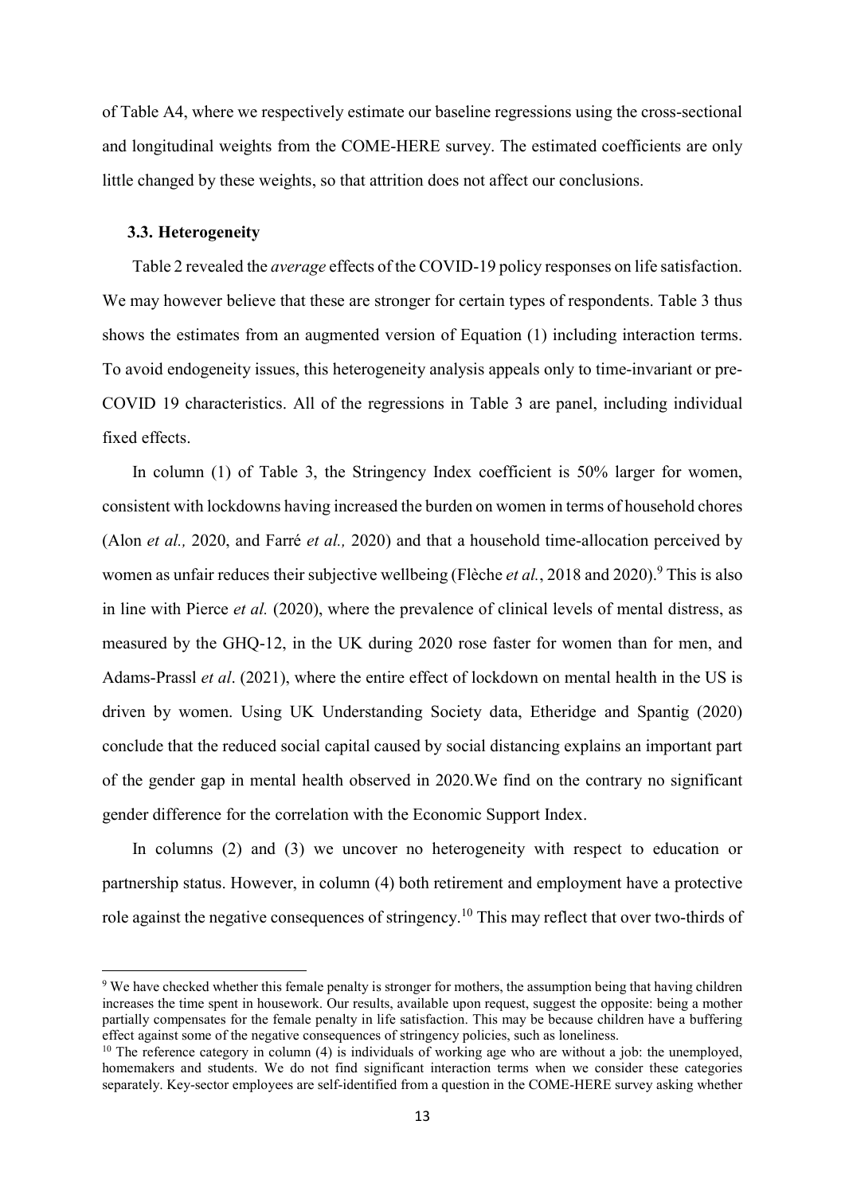of Table A4, where we respectively estimate our baseline regressions using the cross-sectional and longitudinal weights from the COME-HERE survey. The estimated coefficients are only little changed by these weights, so that attrition does not affect our conclusions.

### 3.3. Heterogeneity

Table 2 revealed the *average* effects of the COVID-19 policy responses on life satisfaction. We may however believe that these are stronger for certain types of respondents. Table 3 thus shows the estimates from an augmented version of Equation (1) including interaction terms. To avoid endogeneity issues, this heterogeneity analysis appeals only to time-invariant or pre-COVID 19 characteristics. All of the regressions in Table 3 are panel, including individual fixed effects.

In column (1) of Table 3, the Stringency Index coefficient is 50% larger for women, consistent with lockdowns having increased the burden on women in terms of household chores (Alon *et al.,* 2020, and Farré *et al.,* 2020) and that a household time-allocation perceived by women as unfair reduces their subjective wellbeing (Flèche *et al.*, 2018 and 2020).[9] This is also in line with Pierce *et al.* (2020), where the prevalence of clinical levels of mental distress, as measured by the GHQ-12, in the UK during 2020 rose faster for women than for men, and Adams-Prassl *et al*. (2021), where the entire effect of lockdown on mental health in the US is driven by women. Using UK Understanding Society data, Etheridge and Spantig (2020) conclude that the reduced social capital caused by social distancing explains an important part of the gender gap in mental health observed in 2020.We find on the contrary no significant gender difference for the correlation with the Economic Support Index.

In columns (2) and (3) we uncover no heterogeneity with respect to education or partnership status. However, in column (4) both retirement and employment have a protective role against the negative consequences of stringency.[10] This may reflect that over two-thirds of

[9] We have checked whether this female penalty is stronger for mothers, the assumption being that having children increases the time spent in housework. Our results, available upon request, suggest the opposite: being a mother partially compensates for the female penalty in life satisfaction. This may be because children have a buffering effect against some of the negative consequences of stringency policies, such as loneliness.

[10] The reference category in column (4) is individuals of working age who are without a job: the unemployed, homemakers and students. We do not find significant interaction terms when we consider these categories separately. Key-sector employees are self-identified from a question in the COME-HERE survey asking whether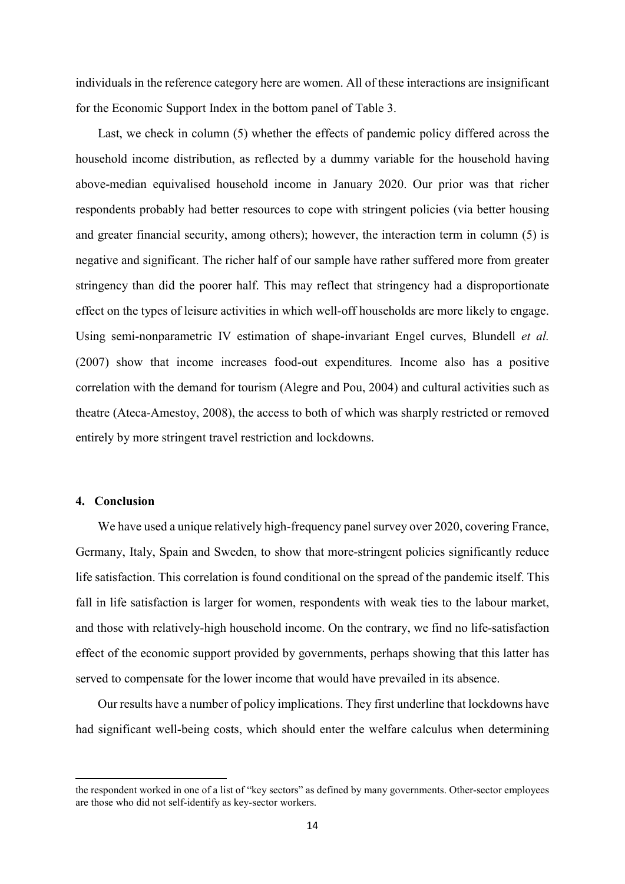individuals in the reference category here are women. All of these interactions are insignificant for the Economic Support Index in the bottom panel of Table 3.

Last, we check in column (5) whether the effects of pandemic policy differed across the household income distribution, as reflected by a dummy variable for the household having above-median equivalised household income in January 2020. Our prior was that richer respondents probably had better resources to cope with stringent policies (via better housing and greater financial security, among others); however, the interaction term in column (5) is negative and significant. The richer half of our sample have rather suffered more from greater stringency than did the poorer half. This may reflect that stringency had a disproportionate effect on the types of leisure activities in which well-off households are more likely to engage. Using semi-nonparametric IV estimation of shape-invariant Engel curves, Blundell *et al.* (2007) show that income increases food-out expenditures. Income also has a positive correlation with the demand for tourism (Alegre and Pou, 2004) and cultural activities such as theatre (Ateca-Amestoy, 2008), the access to both of which was sharply restricted or removed entirely by more stringent travel restriction and lockdowns.

## 4. Conclusion

We have used a unique relatively high-frequency panel survey over 2020, covering France, Germany, Italy, Spain and Sweden, to show that more-stringent policies significantly reduce life satisfaction. This correlation is found conditional on the spread of the pandemic itself. This fall in life satisfaction is larger for women, respondents with weak ties to the labour market, and those with relatively-high household income. On the contrary, we find no life-satisfaction effect of the economic support provided by governments, perhaps showing that this latter has served to compensate for the lower income that would have prevailed in its absence.

Our results have a number of policy implications. They first underline that lockdowns have had significant well-being costs, which should enter the welfare calculus when determining

---

the respondent worked in one of a list of "key sectors" as defined by many governments. Other-sector employees are those who did not self-identify as key-sector workers.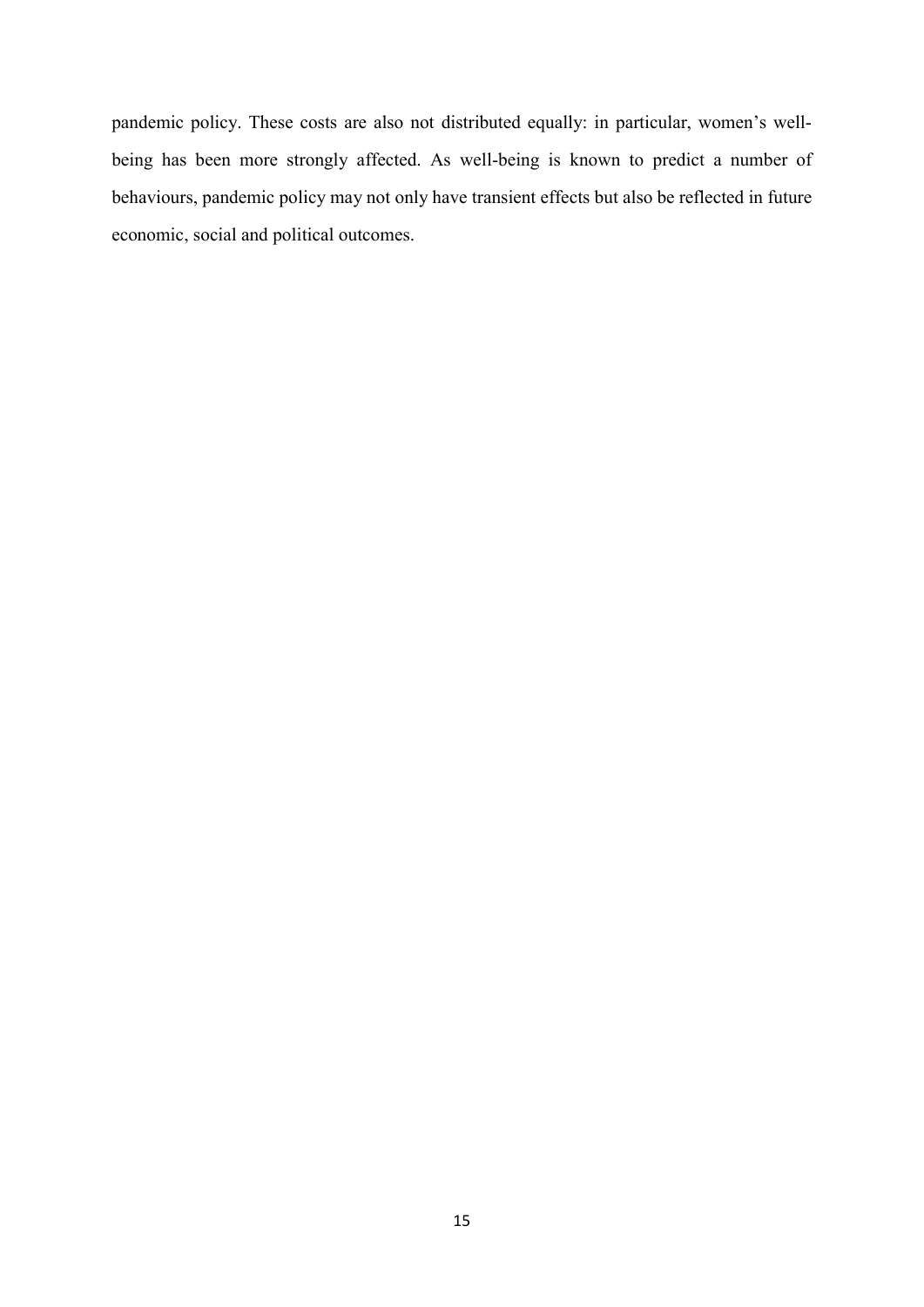pandemic policy. These costs are also not distributed equally: in particular, women's well-being has been more strongly affected. As well-being is known to predict a number of behaviours, pandemic policy may not only have transient effects but also be reflected in future economic, social and political outcomes.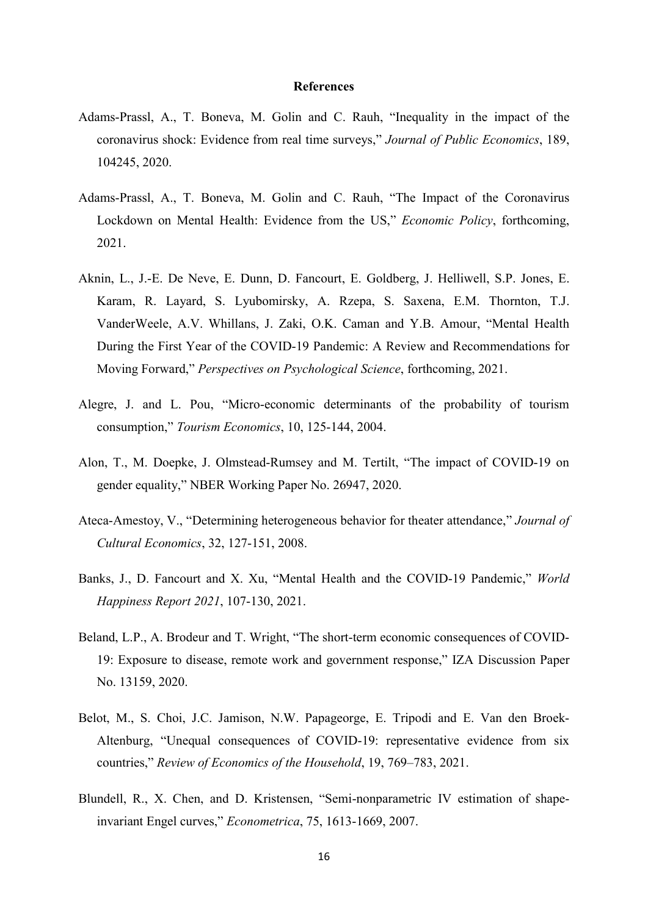## References

Adams-Prassl, A., T. Boneva, M. Golin and C. Rauh, "Inequality in the impact of the coronavirus shock: Evidence from real time surveys," *Journal of Public Economics*, 189, 104245, 2020.

Adams-Prassl, A., T. Boneva, M. Golin and C. Rauh, "The Impact of the Coronavirus Lockdown on Mental Health: Evidence from the US," *Economic Policy*, forthcoming, 2021.

Aknin, L., J.-E. De Neve, E. Dunn, D. Fancourt, E. Goldberg, J. Helliwell, S.P. Jones, E. Karam, R. Layard, S. Lyubomirsky, A. Rzepa, S. Saxena, E.M. Thornton, T.J. VanderWeele, A.V. Whillans, J. Zaki, O.K. Caman and Y.B. Amour, "Mental Health During the First Year of the COVID-19 Pandemic: A Review and Recommendations for Moving Forward," *Perspectives on Psychological Science*, forthcoming, 2021.

Alegre, J. and L. Pou, "Micro-economic determinants of the probability of tourism consumption," *Tourism Economics*, 10, 125-144, 2004.

Alon, T., M. Doepke, J. Olmstead-Rumsey and M. Tertilt, "The impact of COVID-19 on gender equality," NBER Working Paper No. 26947, 2020.

Ateca-Amestoy, V., "Determining heterogeneous behavior for theater attendance," *Journal of Cultural Economics*, 32, 127-151, 2008.

Banks, J., D. Fancourt and X. Xu, "Mental Health and the COVID-19 Pandemic," *World Happiness Report 2021*, 107-130, 2021.

Beland, L.P., A. Brodeur and T. Wright, "The short-term economic consequences of COVID-19: Exposure to disease, remote work and government response," IZA Discussion Paper No. 13159, 2020.

Belot, M., S. Choi, J.C. Jamison, N.W. Papageorge, E. Tripodi and E. Van den Broek-Altenburg, "Unequal consequences of COVID-19: representative evidence from six countries," *Review of Economics of the Household*, 19, 769–783, 2021.

Blundell, R., X. Chen, and D. Kristensen, "Semi-nonparametric IV estimation of shape-invariant Engel curves," *Econometrica*, 75, 1613-1669, 2007.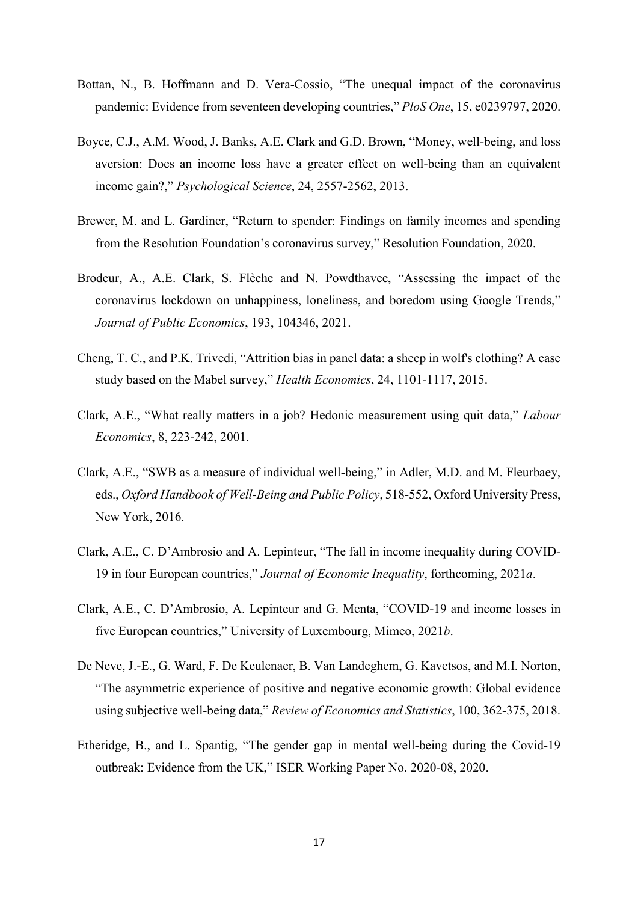Bottan, N., B. Hoffmann and D. Vera-Cossio, "The unequal impact of the coronavirus pandemic: Evidence from seventeen developing countries," *PloS One*, 15, e0239797, 2020.

Boyce, C.J., A.M. Wood, J. Banks, A.E. Clark and G.D. Brown, "Money, well-being, and loss aversion: Does an income loss have a greater effect on well-being than an equivalent income gain?," *Psychological Science*, 24, 2557-2562, 2013.

Brewer, M. and L. Gardiner, "Return to spender: Findings on family incomes and spending from the Resolution Foundation's coronavirus survey," Resolution Foundation, 2020.

Brodeur, A., A.E. Clark, S. Flèche and N. Powdthavee, "Assessing the impact of the coronavirus lockdown on unhappiness, loneliness, and boredom using Google Trends," *Journal of Public Economics*, 193, 104346, 2021.

Cheng, T. C., and P.K. Trivedi, "Attrition bias in panel data: a sheep in wolf's clothing? A case study based on the Mabel survey," *Health Economics*, 24, 1101-1117, 2015.

Clark, A.E., "What really matters in a job? Hedonic measurement using quit data," *Labour Economics*, 8, 223-242, 2001.

Clark, A.E., "SWB as a measure of individual well-being," in Adler, M.D. and M. Fleurbaey, eds., *Oxford Handbook of Well-Being and Public Policy*, 518-552, Oxford University Press, New York, 2016.

Clark, A.E., C. D'Ambrosio and A. Lepinteur, "The fall in income inequality during COVID-19 in four European countries," *Journal of Economic Inequality*, forthcoming, 2021*a*.

Clark, A.E., C. D'Ambrosio, A. Lepinteur and G. Menta, "COVID-19 and income losses in five European countries," University of Luxembourg, Mimeo, 2021*b*.

De Neve, J.-E., G. Ward, F. De Keulenaer, B. Van Landeghem, G. Kavetsos, and M.I. Norton, "The asymmetric experience of positive and negative economic growth: Global evidence using subjective well-being data," *Review of Economics and Statistics*, 100, 362-375, 2018.

Etheridge, B., and L. Spantig, "The gender gap in mental well-being during the Covid-19 outbreak: Evidence from the UK," ISER Working Paper No. 2020-08, 2020.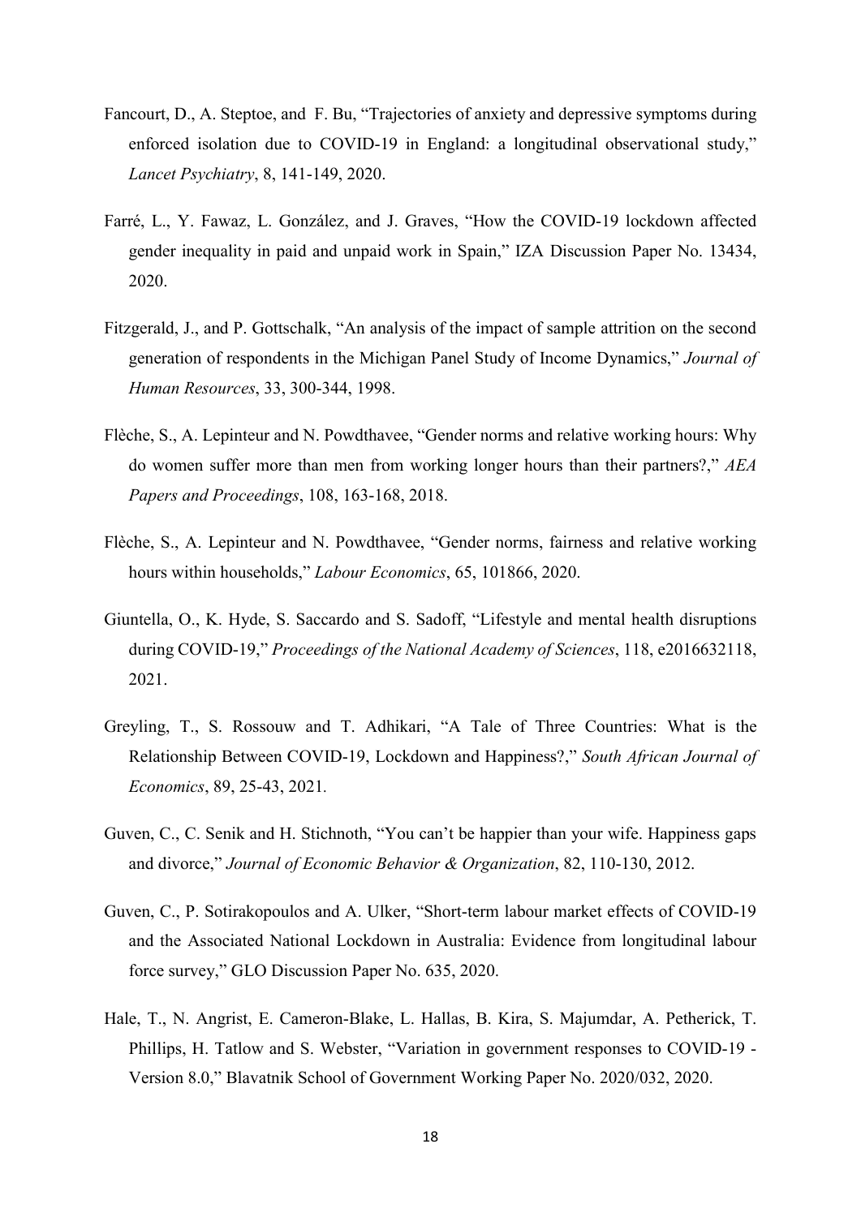Fancourt, D., A. Steptoe, and F. Bu, "Trajectories of anxiety and depressive symptoms during enforced isolation due to COVID-19 in England: a longitudinal observational study," *Lancet Psychiatry*, 8, 141-149, 2020.

Farré, L., Y. Fawaz, L. González, and J. Graves, "How the COVID-19 lockdown affected gender inequality in paid and unpaid work in Spain," IZA Discussion Paper No. 13434, 2020.

Fitzgerald, J., and P. Gottschalk, "An analysis of the impact of sample attrition on the second generation of respondents in the Michigan Panel Study of Income Dynamics," *Journal of Human Resources*, 33, 300-344, 1998.

Flèche, S., A. Lepinteur and N. Powdthavee, "Gender norms and relative working hours: Why do women suffer more than men from working longer hours than their partners?," *AEA Papers and Proceedings*, 108, 163-168, 2018.

Flèche, S., A. Lepinteur and N. Powdthavee, "Gender norms, fairness and relative working hours within households," *Labour Economics*, 65, 101866, 2020.

Giuntella, O., K. Hyde, S. Saccardo and S. Sadoff, "Lifestyle and mental health disruptions during COVID-19," *Proceedings of the National Academy of Sciences*, 118, e2016632118, 2021.

Greyling, T., S. Rossouw and T. Adhikari, "A Tale of Three Countries: What is the Relationship Between COVID-19, Lockdown and Happiness?," *South African Journal of Economics*, 89, 25-43, 2021.

Guven, C., C. Senik and H. Stichnoth, "You can't be happier than your wife. Happiness gaps and divorce," *Journal of Economic Behavior & Organization*, 82, 110-130, 2012.

Guven, C., P. Sotirakopoulos and A. Ulker, "Short-term labour market effects of COVID-19 and the Associated National Lockdown in Australia: Evidence from longitudinal labour force survey," GLO Discussion Paper No. 635, 2020.

Hale, T., N. Angrist, E. Cameron-Blake, L. Hallas, B. Kira, S. Majumdar, A. Petherick, T. Phillips, H. Tatlow and S. Webster, "Variation in government responses to COVID-19 - Version 8.0," Blavatnik School of Government Working Paper No. 2020/032, 2020.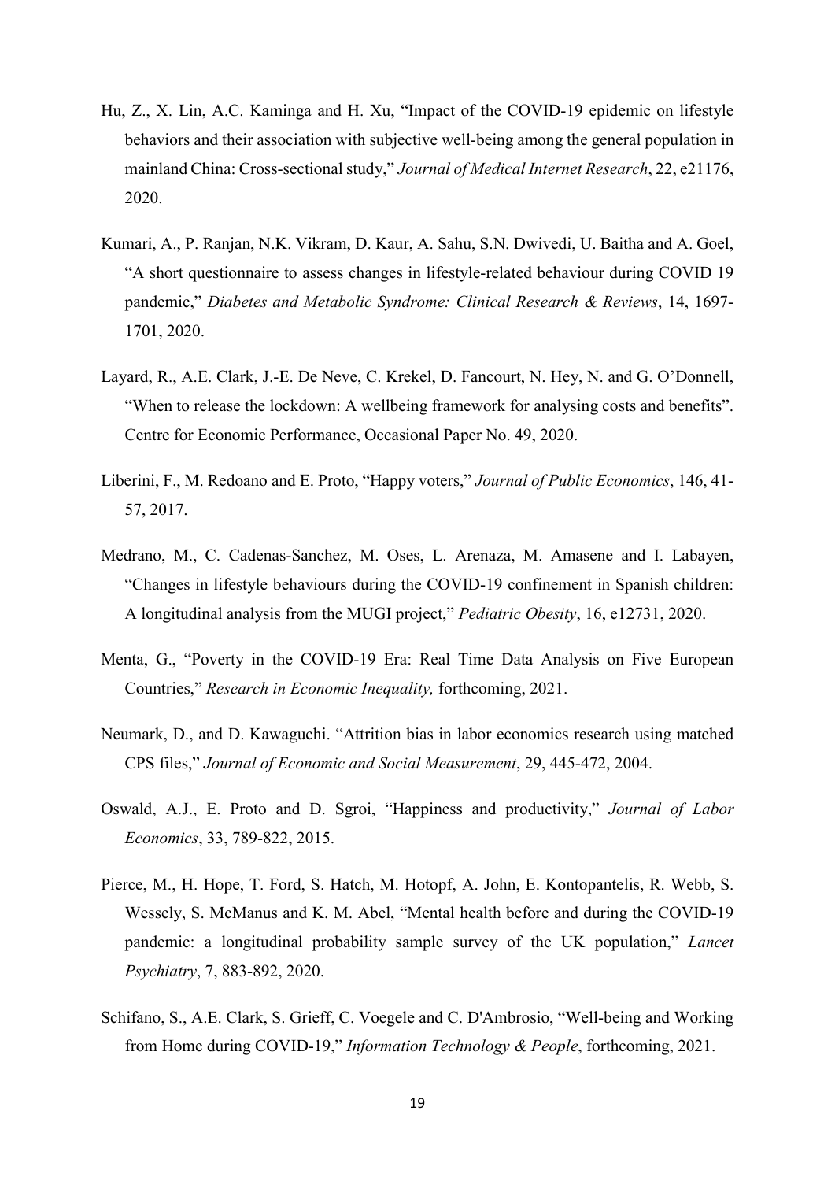Hu, Z., X. Lin, A.C. Kaminga and H. Xu, "Impact of the COVID-19 epidemic on lifestyle behaviors and their association with subjective well-being among the general population in mainland China: Cross-sectional study," *Journal of Medical Internet Research*, 22, e21176, 2020.

Kumari, A., P. Ranjan, N.K. Vikram, D. Kaur, A. Sahu, S.N. Dwivedi, U. Baitha and A. Goel, "A short questionnaire to assess changes in lifestyle-related behaviour during COVID 19 pandemic," *Diabetes and Metabolic Syndrome: Clinical Research & Reviews*, 14, 1697-1701, 2020.

Layard, R., A.E. Clark, J.-E. De Neve, C. Krekel, D. Fancourt, N. Hey, N. and G. O'Donnell, "When to release the lockdown: A wellbeing framework for analysing costs and benefits". Centre for Economic Performance, Occasional Paper No. 49, 2020.

Liberini, F., M. Redoano and E. Proto, "Happy voters," *Journal of Public Economics*, 146, 41-57, 2017.

Medrano, M., C. Cadenas-Sanchez, M. Oses, L. Arenaza, M. Amasene and I. Labayen, "Changes in lifestyle behaviours during the COVID-19 confinement in Spanish children: A longitudinal analysis from the MUGI project," *Pediatric Obesity*, 16, e12731, 2020.

Menta, G., "Poverty in the COVID-19 Era: Real Time Data Analysis on Five European Countries," *Research in Economic Inequality,* forthcoming, 2021.

Neumark, D., and D. Kawaguchi. "Attrition bias in labor economics research using matched CPS files," *Journal of Economic and Social Measurement*, 29, 445-472, 2004.

Oswald, A.J., E. Proto and D. Sgroi, "Happiness and productivity," *Journal of Labor Economics*, 33, 789-822, 2015.

Pierce, M., H. Hope, T. Ford, S. Hatch, M. Hotopf, A. John, E. Kontopantelis, R. Webb, S. Wessely, S. McManus and K. M. Abel, "Mental health before and during the COVID-19 pandemic: a longitudinal probability sample survey of the UK population," *Lancet Psychiatry*, 7, 883-892, 2020.

Schifano, S., A.E. Clark, S. Grieff, C. Voegele and C. D'Ambrosio, "Well-being and Working from Home during COVID-19," *Information Technology & People*, forthcoming, 2021.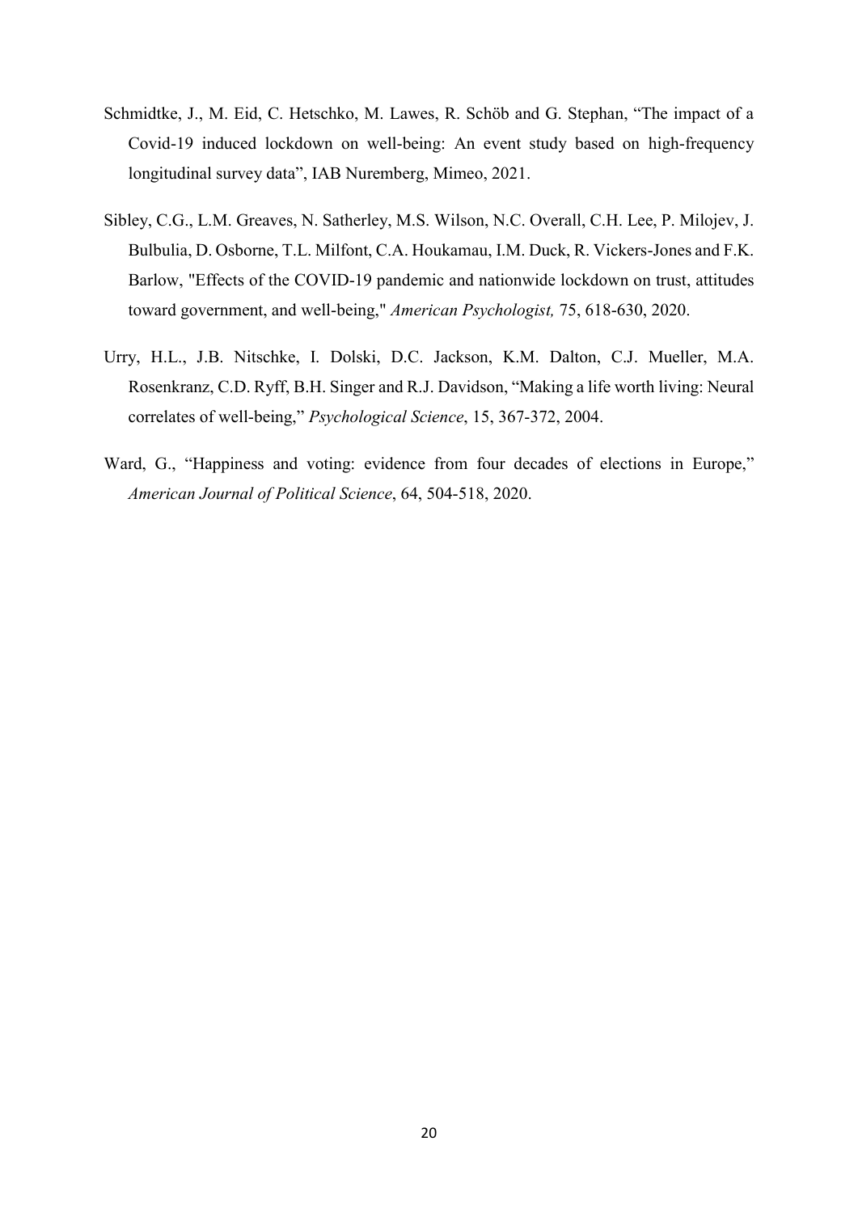Schmidtke, J., M. Eid, C. Hetschko, M. Lawes, R. Schöb and G. Stephan, "The impact of a Covid-19 induced lockdown on well-being: An event study based on high-frequency longitudinal survey data", IAB Nuremberg, Mimeo, 2021.

Sibley, C.G., L.M. Greaves, N. Satherley, M.S. Wilson, N.C. Overall, C.H. Lee, P. Milojev, J. Bulbulia, D. Osborne, T.L. Milfont, C.A. Houkamau, I.M. Duck, R. Vickers-Jones and F.K. Barlow, "Effects of the COVID-19 pandemic and nationwide lockdown on trust, attitudes toward government, and well-being," *American Psychologist,* 75, 618-630, 2020.

Urry, H.L., J.B. Nitschke, I. Dolski, D.C. Jackson, K.M. Dalton, C.J. Mueller, M.A. Rosenkranz, C.D. Ryff, B.H. Singer and R.J. Davidson, "Making a life worth living: Neural correlates of well-being," *Psychological Science*, 15, 367-372, 2004.

Ward, G., "Happiness and voting: evidence from four decades of elections in Europe," *American Journal of Political Science*, 64, 504-518, 2020.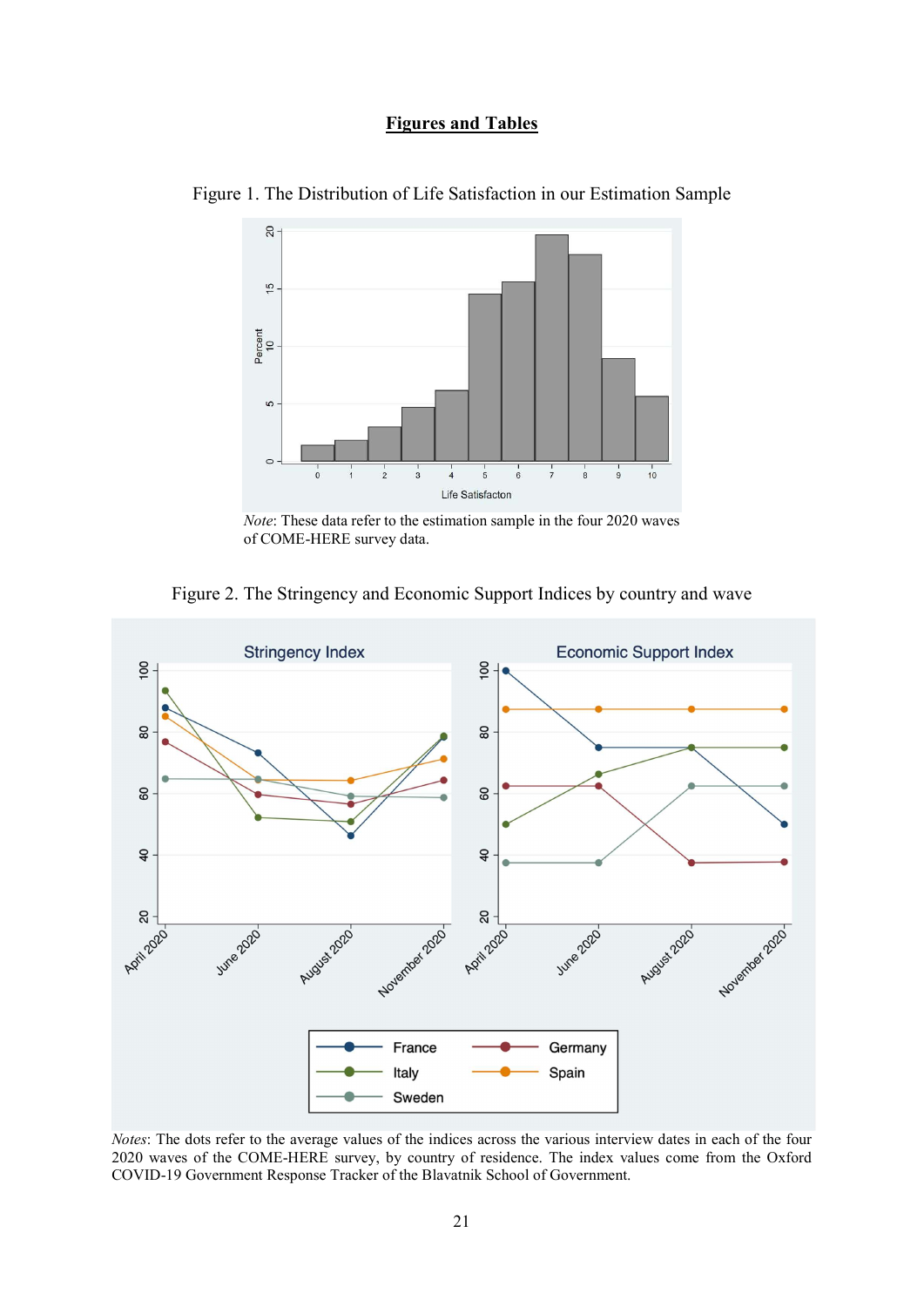## Figures and Tables

Figure 1. The Distribution of Life Satisfaction in our Estimation Sample

*Note*: These data refer to the estimation sample in the four 2020 waves of COME-HERE survey data.

Figure 2. The Stringency and Economic Support Indices by country and wave

*Notes*: The dots refer to the average values of the indices across the various interview dates in each of the four 2020 waves of the COME-HERE survey, by country of residence. The index values come from the Oxford COVID-19 Government Response Tracker of the Blavatnik School of Government.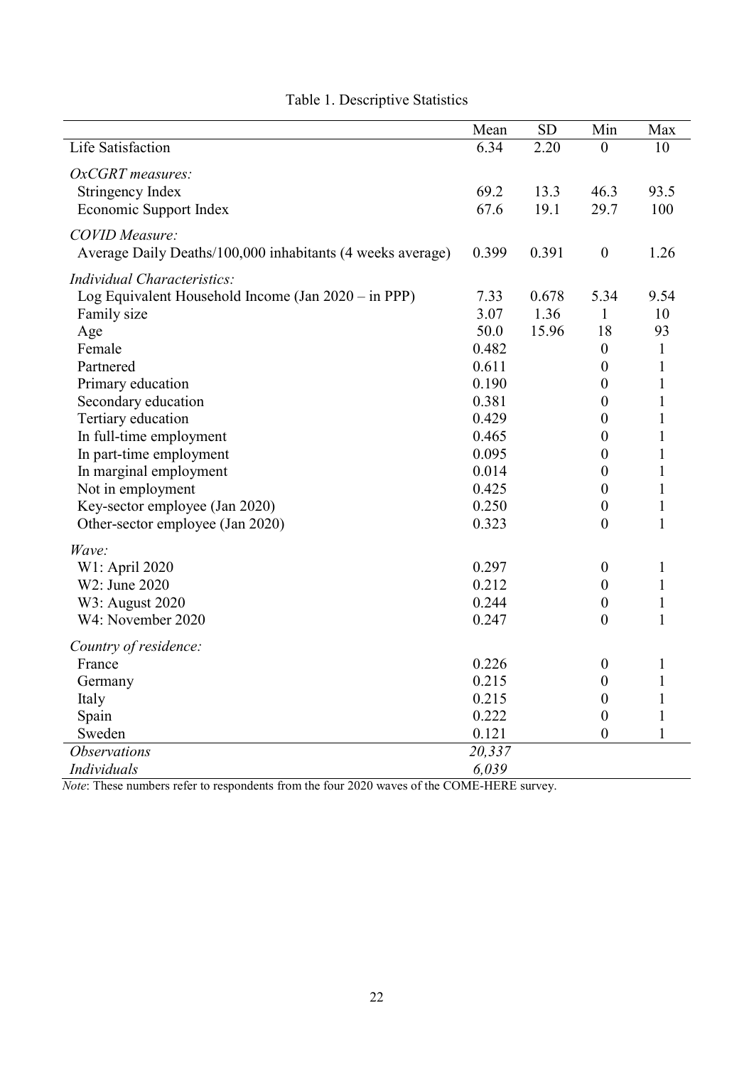Table 1. Descriptive Statistics

| | Mean | SD | Min | Max |
|---|---|---|---|---|
| Life Satisfaction | 6.34 | 2.20 | 0 | 10 |
| *OxCGRT measures:* | | | | |
| Stringency Index | 69.2 | 13.3 | 46.3 | 93.5 |
| Economic Support Index | 67.6 | 19.1 | 29.7 | 100 |
| *COVID Measure:* | | | | |
| Average Daily Deaths/100,000 inhabitants (4 weeks average) | 0.399 | 0.391 | 0 | 1.26 |
| *Individual Characteristics:* | | | | |
| Log Equivalent Household Income (Jan 2020 – in PPP) | 7.33 | 0.678 | 5.34 | 9.54 |
| Family size | 3.07 | 1.36 | 1 | 10 |
| Age | 50.0 | 15.96 | 18 | 93 |
| Female | 0.482 | | 0 | 1 |
| Partnered | 0.611 | | 0 | 1 |
| Primary education | 0.190 | | 0 | 1 |
| Secondary education | 0.381 | | 0 | 1 |
| Tertiary education | 0.429 | | 0 | 1 |
| In full-time employment | 0.465 | | 0 | 1 |
| In part-time employment | 0.095 | | 0 | 1 |
| In marginal employment | 0.014 | | 0 | 1 |
| Not in employment | 0.425 | | 0 | 1 |
| Key-sector employee (Jan 2020) | 0.250 | | 0 | 1 |
| Other-sector employee (Jan 2020) | 0.323 | | 0 | 1 |
| *Wave:* | | | | |
| W1: April 2020 | 0.297 | | 0 | 1 |
| W2: June 2020 | 0.212 | | 0 | 1 |
| W3: August 2020 | 0.244 | | 0 | 1 |
| W4: November 2020 | 0.247 | | 0 | 1 |
| *Country of residence:* | | | | |
| France | 0.226 | | 0 | 1 |
| Germany | 0.215 | | 0 | 1 |
| Italy | 0.215 | | 0 | 1 |
| Spain | 0.222 | | 0 | 1 |
| Sweden | 0.121 | | 0 | 1 |
| *Observations* | *20,337* | | | |
| *Individuals* | *6,039* | | | |

*Note*: These numbers refer to respondents from the four 2020 waves of the COME-HERE survey.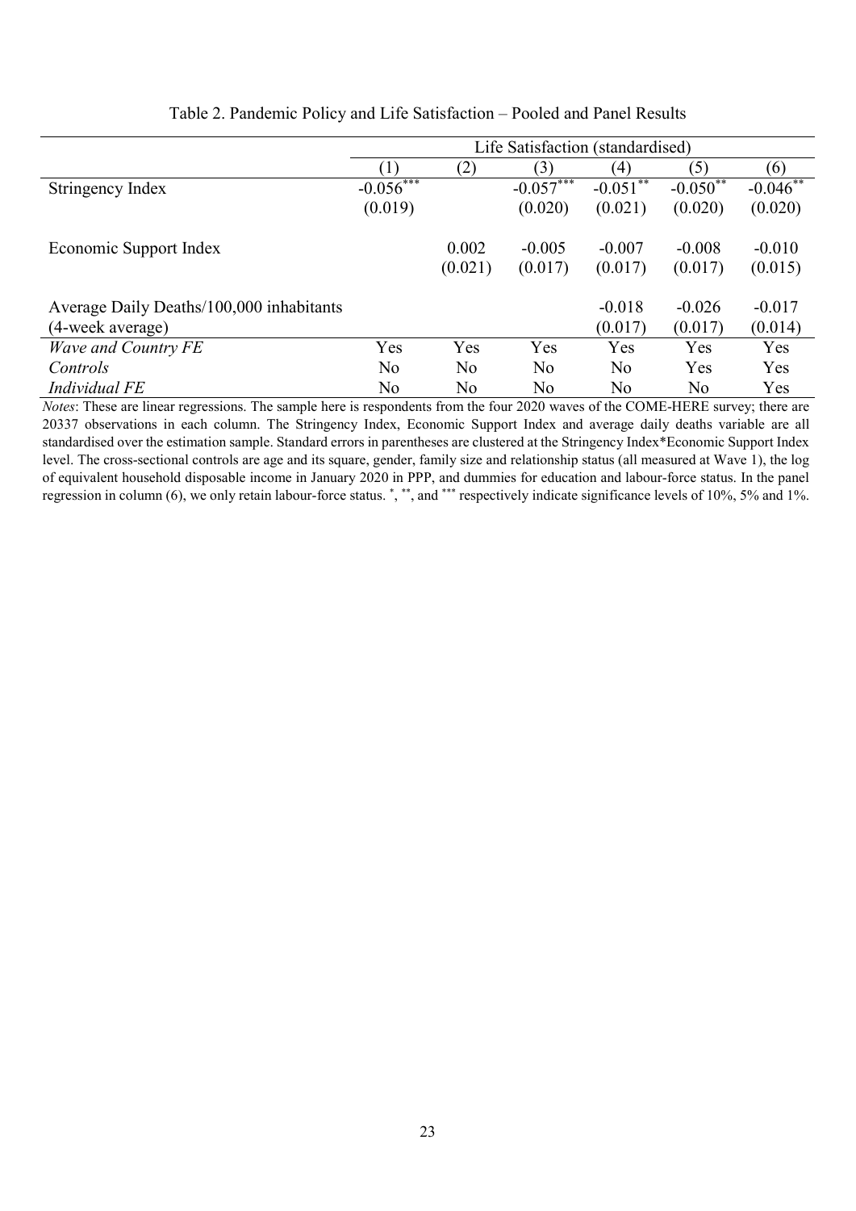Table 2. Pandemic Policy and Life Satisfaction – Pooled and Panel Results

| | Life Satisfaction (standardised) | | | | | |
|---|---|---|---|---|---|---|
| | (1) | (2) | (3) | (4) | (5) | (6) |
| Stringency Index | -0.056*** | | -0.057*** | -0.051** | -0.050** | -0.046** |
| | (0.019) | | (0.020) | (0.021) | (0.020) | (0.020) |
| Economic Support Index | | 0.002 | -0.005 | -0.007 | -0.008 | -0.010 |
| | | (0.021) | (0.017) | (0.017) | (0.017) | (0.015) |
| Average Daily Deaths/100,000 inhabitants (4-week average) | | | | -0.018 | -0.026 | -0.017 |
| | | | | (0.017) | (0.017) | (0.014) |
| *Wave and Country FE* | Yes | Yes | Yes | Yes | Yes | Yes |
| *Controls* | No | No | No | No | Yes | Yes |
| *Individual FE* | No | No | No | No | No | Yes |

*Notes*: These are linear regressions. The sample here is respondents from the four 2020 waves of the COME-HERE survey; there are 20337 observations in each column. The Stringency Index, Economic Support Index and average daily deaths variable are all standardised over the estimation sample. Standard errors in parentheses are clustered at the Stringency Index*Economic Support Index level. The cross-sectional controls are age and its square, gender, family size and relationship status (all measured at Wave 1), the log of equivalent household disposable income in January 2020 in PPP, and dummies for education and labour-force status. In the panel regression in column (6), we only retain labour-force status. *, **, and *** respectively indicate significance levels of 10%, 5% and 1%.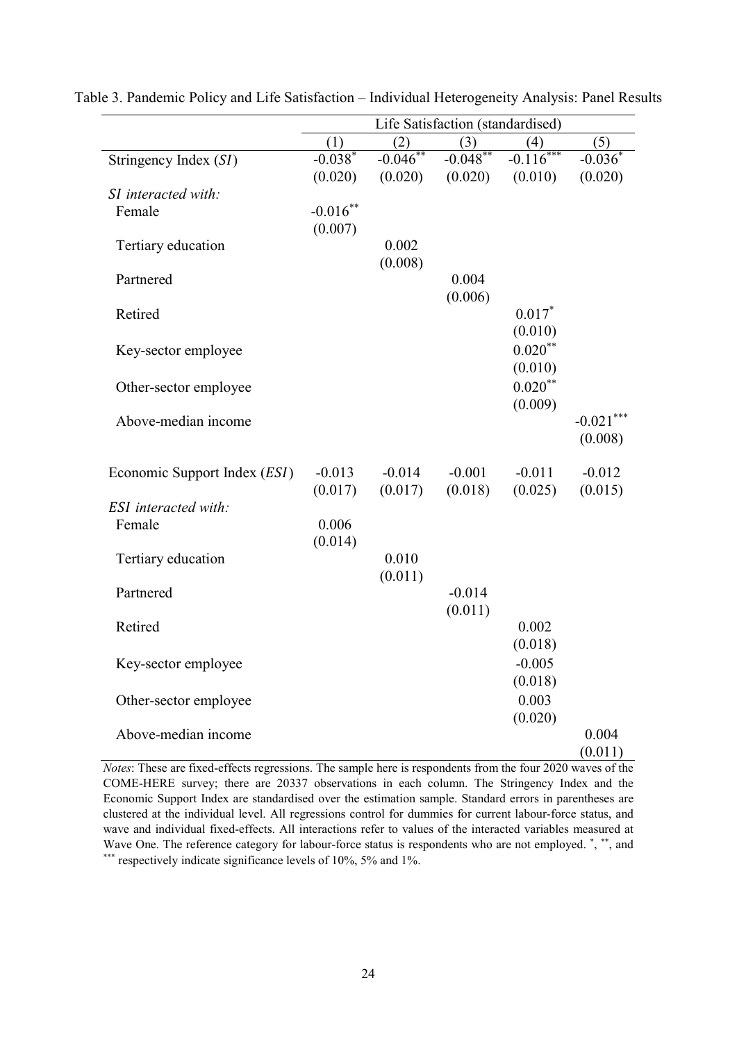Table 3. Pandemic Policy and Life Satisfaction – Individual Heterogeneity Analysis: Panel Results

| | Life Satisfaction (standardised) | | | | |
|---|---|---|---|---|---|
| | (1) | (2) | (3) | (4) | (5) |
| Stringency Index (*SI*) | -0.038* | -0.046** | -0.048** | -0.116*** | -0.036* |
| | (0.020) | (0.020) | (0.020) | (0.010) | (0.020) |
| *SI interacted with:* | | | | | |
| Female | -0.016** | | | | |
| | (0.007) | | | | |
| Tertiary education | | 0.002 | | | |
| | | (0.008) | | | |
| Partnered | | | 0.004 | | |
| | | | (0.006) | | |
| Retired | | | | 0.017* | |
| | | | | (0.010) | |
| Key-sector employee | | | | 0.020** | |
| | | | | (0.010) | |
| Other-sector employee | | | | 0.020** | |
| | | | | (0.009) | |
| Above-median income | | | | | -0.021*** |
| | | | | | (0.008) |
| Economic Support Index (*ESI*) | -0.013 | -0.014 | -0.001 | -0.011 | -0.012 |
| | (0.017) | (0.017) | (0.018) | (0.025) | (0.015) |
| *ESI interacted with:* | | | | | |
| Female | 0.006 | | | | |
| | (0.014) | | | | |
| Tertiary education | | 0.010 | | | |
| | | (0.011) | | | |
| Partnered | | | -0.014 | | |
| | | | (0.011) | | |
| Retired | | | | 0.002 | |
| | | | | (0.018) | |
| Key-sector employee | | | | -0.005 | |
| | | | | (0.018) | |
| Other-sector employee | | | | 0.003 | |
| | | | | (0.020) | |
| Above-median income | | | | | 0.004 |
| | | | | | (0.011) |

*Notes*: These are fixed-effects regressions. The sample here is respondents from the four 2020 waves of the COME-HERE survey; there are 20337 observations in each column. The Stringency Index and the Economic Support Index are standardised over the estimation sample. Standard errors in parentheses are clustered at the individual level. All regressions control for dummies for current labour-force status, and wave and individual fixed-effects. All interactions refer to values of the interacted variables measured at Wave One. The reference category for labour-force status is respondents who are not employed. *, **, and *** respectively indicate significance levels of 10%, 5% and 1%.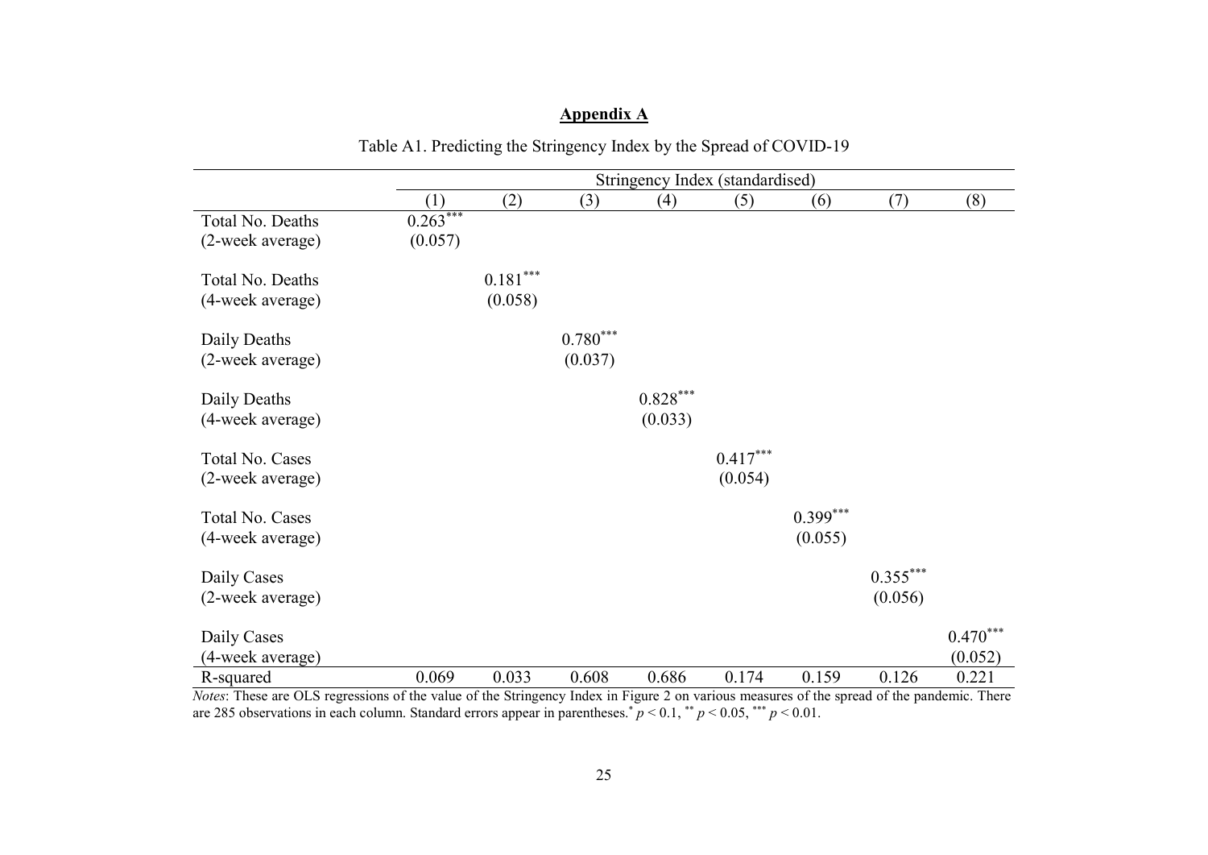**Appendix A**

Table A1. Predicting the Stringency Index by the Spread of COVID-19

| | Stringency Index (standardised) | | | | | | | |
|---|---|---|---|---|---|---|---|---|
| | (1) | (2) | (3) | (4) | (5) | (6) | (7) | (8) |
| Total No. Deaths (2-week average) | 0.263*** (0.057) | | | | | | | |
| Total No. Deaths (4-week average) | | 0.181*** (0.058) | | | | | | |
| Daily Deaths (2-week average) | | | 0.780*** (0.037) | | | | | |
| Daily Deaths (4-week average) | | | | 0.828*** (0.033) | | | | |
| Total No. Cases (2-week average) | | | | | 0.417*** (0.054) | | | |
| Total No. Cases (4-week average) | | | | | | 0.399*** (0.055) | | |
| Daily Cases (2-week average) | | | | | | | 0.355*** (0.056) | |
| Daily Cases (4-week average) | | | | | | | | 0.470*** (0.052) |
| R-squared | 0.069 | 0.033 | 0.608 | 0.686 | 0.174 | 0.159 | 0.126 | 0.221 |

*Notes*: These are OLS regressions of the value of the Stringency Index in Figure 2 on various measures of the spread of the pandemic. There are 285 observations in each column. Standard errors appear in parentheses. * $p < 0.1$, ** $p < 0.05$, *** $p < 0.01$.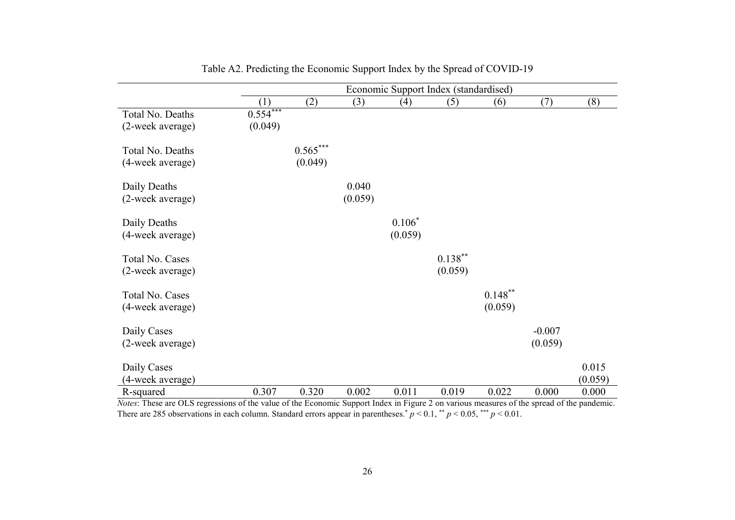Table A2. Predicting the Economic Support Index by the Spread of COVID-19

| | Economic Support Index (standardised) | | | | | | | |
|---|---|---|---|---|---|---|---|---|
| | (1) | (2) | (3) | (4) | (5) | (6) | (7) | (8) |
| Total No. Deaths (2-week average) | $0.554^{***}$ (0.049) | | | | | | | |
| Total No. Deaths (4-week average) | | $0.565^{***}$ (0.049) | | | | | | |
| Daily Deaths (2-week average) | | | 0.040 (0.059) | | | | | |
| Daily Deaths (4-week average) | | | | $0.106^{*}$ (0.059) | | | | |
| Total No. Cases (2-week average) | | | | | $0.138^{**}$ (0.059) | | | |
| Total No. Cases (4-week average) | | | | | | $0.148^{**}$ (0.059) | | |
| Daily Cases (2-week average) | | | | | | | -0.007 (0.059) | |
| Daily Cases (4-week average) | | | | | | | | 0.015 (0.059) |
| R-squared | 0.307 | 0.320 | 0.002 | 0.011 | 0.019 | 0.022 | 0.000 | 0.000 |

*Notes*: These are OLS regressions of the value of the Economic Support Index in Figure 2 on various measures of the spread of the pandemic. There are 285 observations in each column. Standard errors appear in parentheses. $^{*}$ $p < 0.1$, $^{**}$ $p < 0.05$, $^{***}$ $p < 0.01$.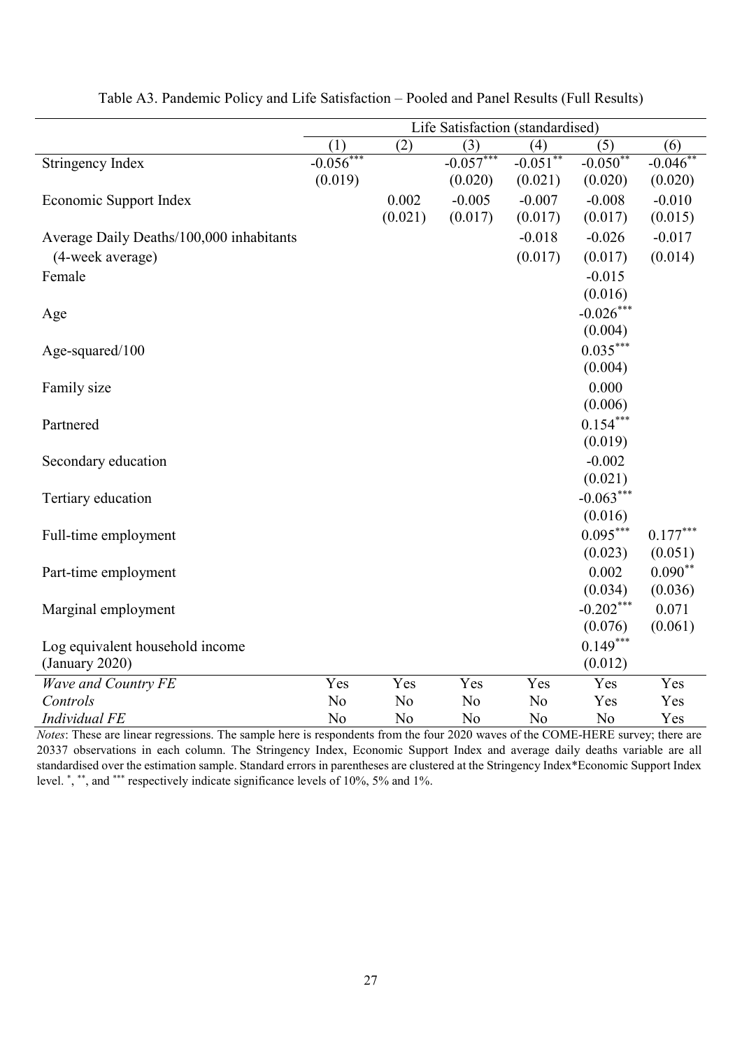Table A3. Pandemic Policy and Life Satisfaction – Pooled and Panel Results (Full Results)

| | Life Satisfaction (standardised) | | | | | |
|---|---|---|---|---|---|---|
| | (1) | (2) | (3) | (4) | (5) | (6) |
| Stringency Index | -0.056*** | | -0.057*** | -0.051** | -0.050** | -0.046** |
| | (0.019) | | (0.020) | (0.021) | (0.020) | (0.020) |
| Economic Support Index | | 0.002 | -0.005 | -0.007 | -0.008 | -0.010 |
| | | (0.021) | (0.017) | (0.017) | (0.017) | (0.015) |
| Average Daily Deaths/100,000 inhabitants | | | | -0.018 | -0.026 | -0.017 |
| (4-week average) | | | | (0.017) | (0.017) | (0.014) |
| Female | | | | | -0.015 | |
| | | | | | (0.016) | |
| Age | | | | | -0.026*** | |
| | | | | | (0.004) | |
| Age-squared/100 | | | | | 0.035*** | |
| | | | | | (0.004) | |
| Family size | | | | | 0.000 | |
| | | | | | (0.006) | |
| Partnered | | | | | 0.154*** | |
| | | | | | (0.019) | |
| Secondary education | | | | | -0.002 | |
| | | | | | (0.021) | |
| Tertiary education | | | | | -0.063*** | |
| | | | | | (0.016) | |
| Full-time employment | | | | | 0.095*** | 0.177*** |
| | | | | | (0.023) | (0.051) |
| Part-time employment | | | | | 0.002 | 0.090** |
| | | | | | (0.034) | (0.036) |
| Marginal employment | | | | | -0.202*** | 0.071 |
| | | | | | (0.076) | (0.061) |
| Log equivalent household income | | | | | 0.149*** | |
| (January 2020) | | | | | (0.012) | |
| *Wave and Country FE* | Yes | Yes | Yes | Yes | Yes | Yes |
| *Controls* | No | No | No | No | Yes | Yes |
| *Individual FE* | No | No | No | No | No | Yes |

*Notes*: These are linear regressions. The sample here is respondents from the four 2020 waves of the COME-HERE survey; there are 20337 observations in each column. The Stringency Index, Economic Support Index and average daily deaths variable are all standardised over the estimation sample. Standard errors in parentheses are clustered at the Stringency Index*Economic Support Index level. *, **, and *** respectively indicate significance levels of 10%, 5% and 1%.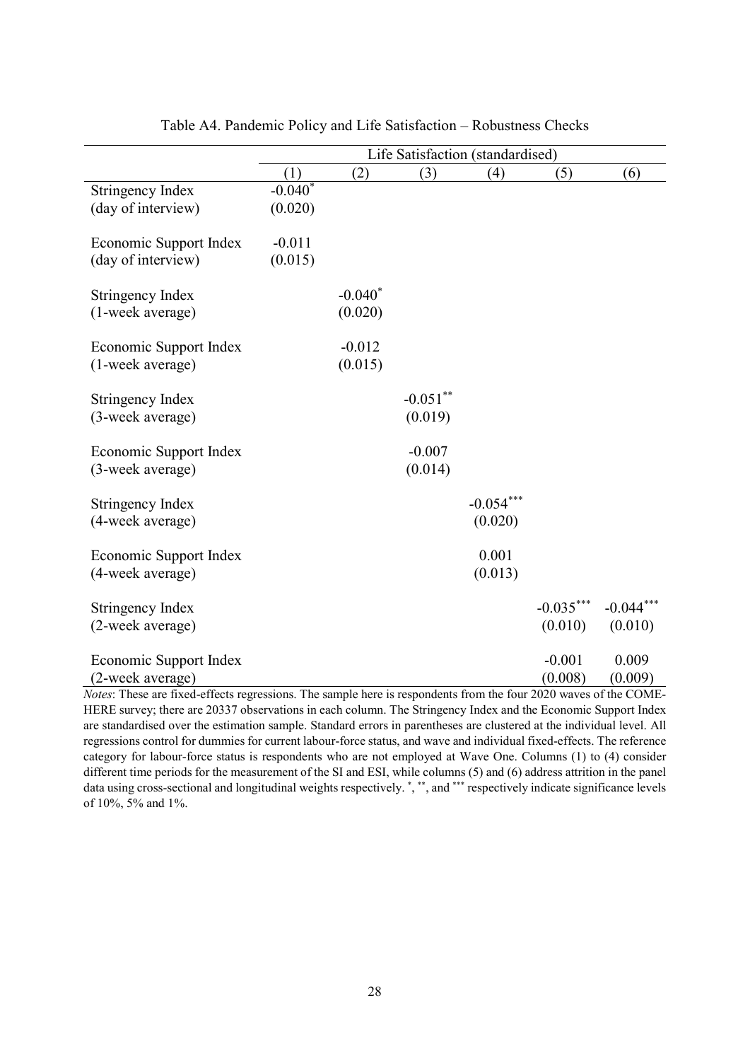Table A4. Pandemic Policy and Life Satisfaction – Robustness Checks

| | Life Satisfaction (standardised) | | | | | |
|---|---|---|---|---|---|---|
| | (1) | (2) | (3) | (4) | (5) | (6) |
| Stringency Index<br>(day of interview) | -0.040*<br>(0.020) | | | | | |
| Economic Support Index<br>(day of interview) | -0.011<br>(0.015) | | | | | |
| Stringency Index<br>(1-week average) | | -0.040*<br>(0.020) | | | | |
| Economic Support Index<br>(1-week average) | | -0.012<br>(0.015) | | | | |
| Stringency Index<br>(3-week average) | | | -0.051**<br>(0.019) | | | |
| Economic Support Index<br>(3-week average) | | | -0.007<br>(0.014) | | | |
| Stringency Index<br>(4-week average) | | | | -0.054***<br>(0.020) | | |
| Economic Support Index<br>(4-week average) | | | | 0.001<br>(0.013) | | |
| Stringency Index<br>(2-week average) | | | | | -0.035***<br>(0.010) | -0.044***<br>(0.010) |
| Economic Support Index<br>(2-week average) | | | | | -0.001<br>(0.008) | 0.009<br>(0.009) |

*Notes*: These are fixed-effects regressions. The sample here is respondents from the four 2020 waves of the COME-HERE survey; there are 20337 observations in each column. The Stringency Index and the Economic Support Index are standardised over the estimation sample. Standard errors in parentheses are clustered at the individual level. All regressions control for dummies for current labour-force status, and wave and individual fixed-effects. The reference category for labour-force status is respondents who are not employed at Wave One. Columns (1) to (4) consider different time periods for the measurement of the SI and ESI, while columns (5) and (6) address attrition in the panel data using cross-sectional and longitudinal weights respectively. *, **, and *** respectively indicate significance levels of 10%, 5% and 1%.